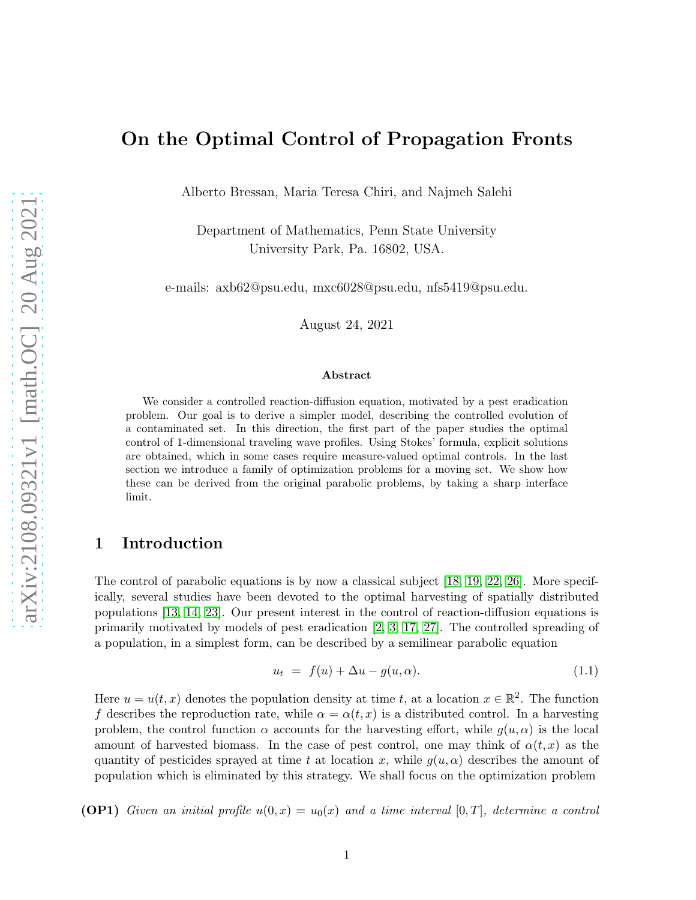# On the Optimal Control of Propagation Fronts

Alberto Bressan, Maria Teresa Chiri, and Najmeh Salehi

Department of Mathematics, Penn State University
University Park, Pa. 16802, USA.

e-mails: axb62@psu.edu, mxc6028@psu.edu, nfs5419@psu.edu.

August 24, 2021

### Abstract

We consider a controlled reaction-diffusion equation, motivated by a pest eradication problem. Our goal is to derive a simpler model, describing the controlled evolution of a contaminated set. In this direction, the first part of the paper studies the optimal control of 1-dimensional traveling wave profiles. Using Stokes' formula, explicit solutions are obtained, which in some cases require measure-valued optimal controls. In the last section we introduce a family of optimization problems for a moving set. We show how these can be derived from the original parabolic problems, by taking a sharp interface limit.

## 1 Introduction

The control of parabolic equations is by now a classical subject [18, 19, 22, 26]. More specifically, several studies have been devoted to the optimal harvesting of spatially distributed populations [13, 14, 23]. Our present interest in the control of reaction-diffusion equations is primarily motivated by models of pest eradication [2, 3, 17, 27]. The controlled spreading of a population, in a simplest form, can be described by a semilinear parabolic equation

$$u_t = f(u) + \Delta u - g(u, \alpha). \tag{1.1}$$

Here $u = u(t, x)$ denotes the population density at time $t$, at a location $x \in \mathbb{R}^2$. The function $f$ describes the reproduction rate, while $\alpha = \alpha(t, x)$ is a distributed control. In a harvesting problem, the control function $\alpha$ accounts for the harvesting effort, while $g(u, \alpha)$ is the local amount of harvested biomass. In the case of pest control, one may think of $\alpha(t, x)$ as the quantity of pesticides sprayed at time $t$ at location $x$, while $g(u, \alpha)$ describes the amount of population which is eliminated by this strategy. We shall focus on the optimization problem

**(OP1)** *Given an initial profile $u(0, x) = u_0(x)$ and a time interval $[0, T]$, determine a control*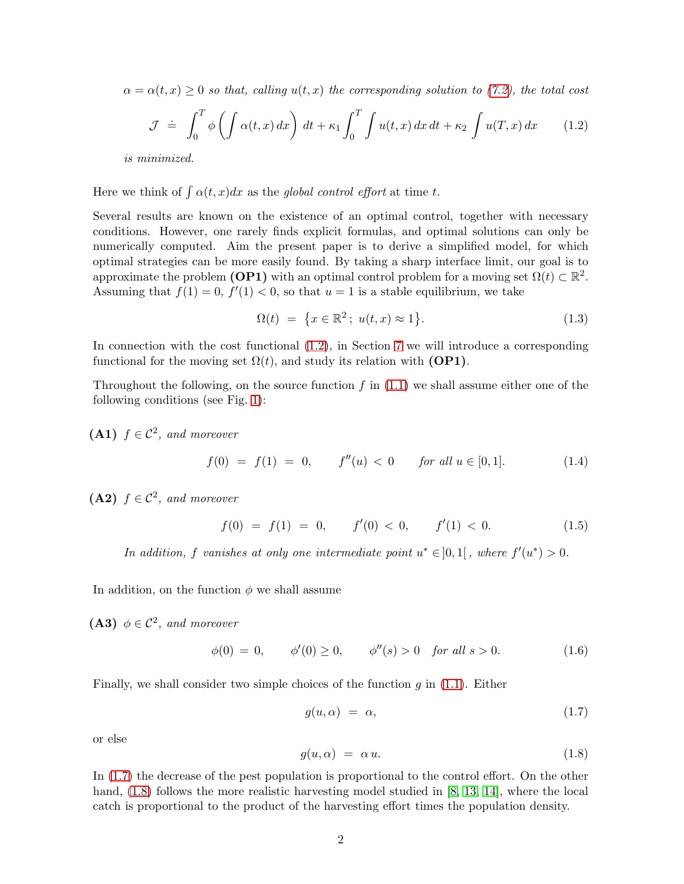*$\alpha = \alpha(t,x) \geq 0$ so that, calling $u(t,x)$ the corresponding solution to (7.2), the total cost*

$$\mathcal{J} \doteq \int_0^T \phi\left(\int \alpha(t,x)\,dx\right)\,dt + \kappa_1 \int_0^T \int u(t,x)\,dx\,dt + \kappa_2 \int u(T,x)\,dx \tag{1.2}$$

*is minimized.*

Here we think of $\int \alpha(t,x)dx$ as the *global control effort* at time $t$.

Several results are known on the existence of an optimal control, together with necessary conditions. However, one rarely finds explicit formulas, and optimal solutions can only be numerically computed. Aim the present paper is to derive a simplified model, for which optimal strategies can be more easily found. By taking a sharp interface limit, our goal is to approximate the problem **(OP1)** with an optimal control problem for a moving set $\Omega(t) \subset \mathbb{R}^2$. Assuming that $f(1) = 0$, $f'(1) < 0$, so that $u = 1$ is a stable equilibrium, we take

$$\Omega(t) = \left\{x \in \mathbb{R}^2;\ u(t,x) \approx 1\right\}. \tag{1.3}$$

In connection with the cost functional (1.2), in Section 7 we will introduce a corresponding functional for the moving set $\Omega(t)$, and study its relation with **(OP1)**.

Throughout the following, on the source function $f$ in (1.1) we shall assume either one of the following conditions (see Fig. 1):

**(A1)** *$f \in \mathcal{C}^2$, and moreover*

$$f(0) = f(1) = 0, \qquad f''(u) < 0 \qquad \textit{for all } u \in [0,1]. \tag{1.4}$$

**(A2)** *$f \in \mathcal{C}^2$, and moreover*

$$f(0) = f(1) = 0, \qquad f'(0) < 0, \qquad f'(1) < 0. \tag{1.5}$$

*In addition, $f$ vanishes at only one intermediate point $u^* \in ]0,1[$, where $f'(u^*) > 0$.*

In addition, on the function $\phi$ we shall assume

**(A3)** *$\phi \in \mathcal{C}^2$, and moreover*

$$\phi(0) = 0, \qquad \phi'(0) \geq 0, \qquad \phi''(s) > 0 \quad \textit{for all } s > 0. \tag{1.6}$$

Finally, we shall consider two simple choices of the function $g$ in (1.1). Either

$$g(u, \alpha) = \alpha, \tag{1.7}$$

or else

$$g(u, \alpha) = \alpha\, u. \tag{1.8}$$

In (1.7) the decrease of the pest population is proportional to the control effort. On the other hand, (1.8) follows the more realistic harvesting model studied in [8, 13, 14], where the local catch is proportional to the product of the harvesting effort times the population density.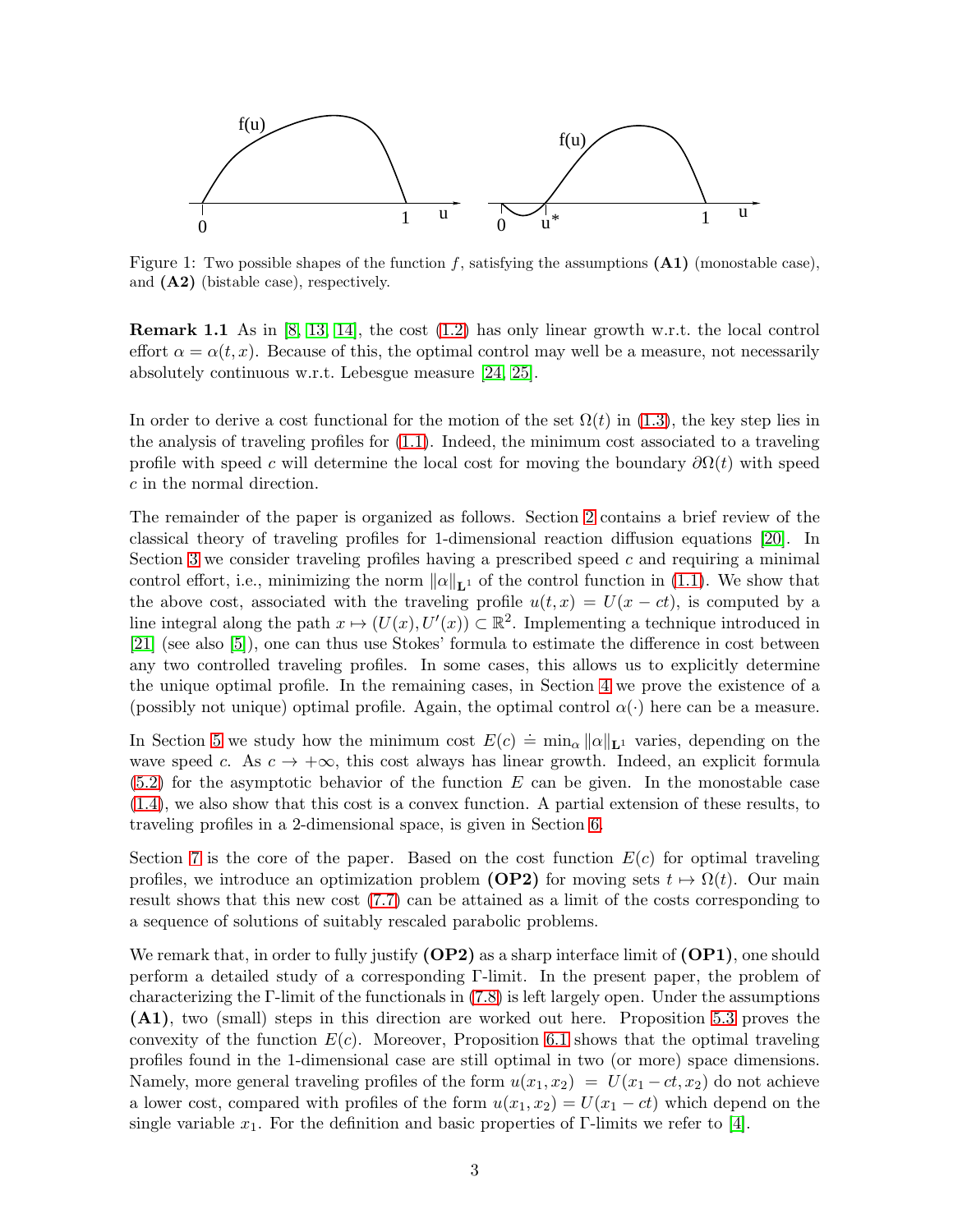Figure 1: Two possible shapes of the function $f$, satisfying the assumptions **(A1)** (monostable case), and **(A2)** (bistable case), respectively.

**Remark 1.1** As in [8, 13, 14], the cost (1.2) has only linear growth w.r.t. the local control effort $\alpha = \alpha(t, x)$. Because of this, the optimal control may well be a measure, not necessarily absolutely continuous w.r.t. Lebesgue measure [24, 25].

In order to derive a cost functional for the motion of the set $\Omega(t)$ in (1.3), the key step lies in the analysis of traveling profiles for (1.1). Indeed, the minimum cost associated to a traveling profile with speed $c$ will determine the local cost for moving the boundary $\partial\Omega(t)$ with speed $c$ in the normal direction.

The remainder of the paper is organized as follows. Section 2 contains a brief review of the classical theory of traveling profiles for 1-dimensional reaction diffusion equations [20]. In Section 3 we consider traveling profiles having a prescribed speed $c$ and requiring a minimal control effort, i.e., minimizing the norm $\|\alpha\|_{\mathbf{L}^1}$ of the control function in (1.1). We show that the above cost, associated with the traveling profile $u(t, x) = U(x - ct)$, is computed by a line integral along the path $x \mapsto (U(x), U'(x)) \subset \mathbb{R}^2$. Implementing a technique introduced in [21] (see also [5]), one can thus use Stokes' formula to estimate the difference in cost between any two controlled traveling profiles. In some cases, this allows us to explicitly determine the unique optimal profile. In the remaining cases, in Section 4 we prove the existence of a (possibly not unique) optimal profile. Again, the optimal control $\alpha(\cdot)$ here can be a measure.

In Section 5 we study how the minimum cost $E(c) \doteq \min_\alpha \|\alpha\|_{\mathbf{L}^1}$ varies, depending on the wave speed $c$. As $c \to +\infty$, this cost always has linear growth. Indeed, an explicit formula (5.2) for the asymptotic behavior of the function $E$ can be given. In the monostable case (1.4), we also show that this cost is a convex function. A partial extension of these results, to traveling profiles in a 2-dimensional space, is given in Section 6.

Section 7 is the core of the paper. Based on the cost function $E(c)$ for optimal traveling profiles, we introduce an optimization problem **(OP2)** for moving sets $t \mapsto \Omega(t)$. Our main result shows that this new cost (7.7) can be attained as a limit of the costs corresponding to a sequence of solutions of suitably rescaled parabolic problems.

We remark that, in order to fully justify **(OP2)** as a sharp interface limit of **(OP1)**, one should perform a detailed study of a corresponding $\Gamma$-limit. In the present paper, the problem of characterizing the $\Gamma$-limit of the functionals in (7.8) is left largely open. Under the assumptions **(A1)**, two (small) steps in this direction are worked out here. Proposition 5.3 proves the convexity of the function $E(c)$. Moreover, Proposition 6.1 shows that the optimal traveling profiles found in the 1-dimensional case are still optimal in two (or more) space dimensions. Namely, more general traveling profiles of the form $u(x_1, x_2) = U(x_1 - ct, x_2)$ do not achieve a lower cost, compared with profiles of the form $u(x_1, x_2) = U(x_1 - ct)$ which depend on the single variable $x_1$. For the definition and basic properties of $\Gamma$-limits we refer to [4].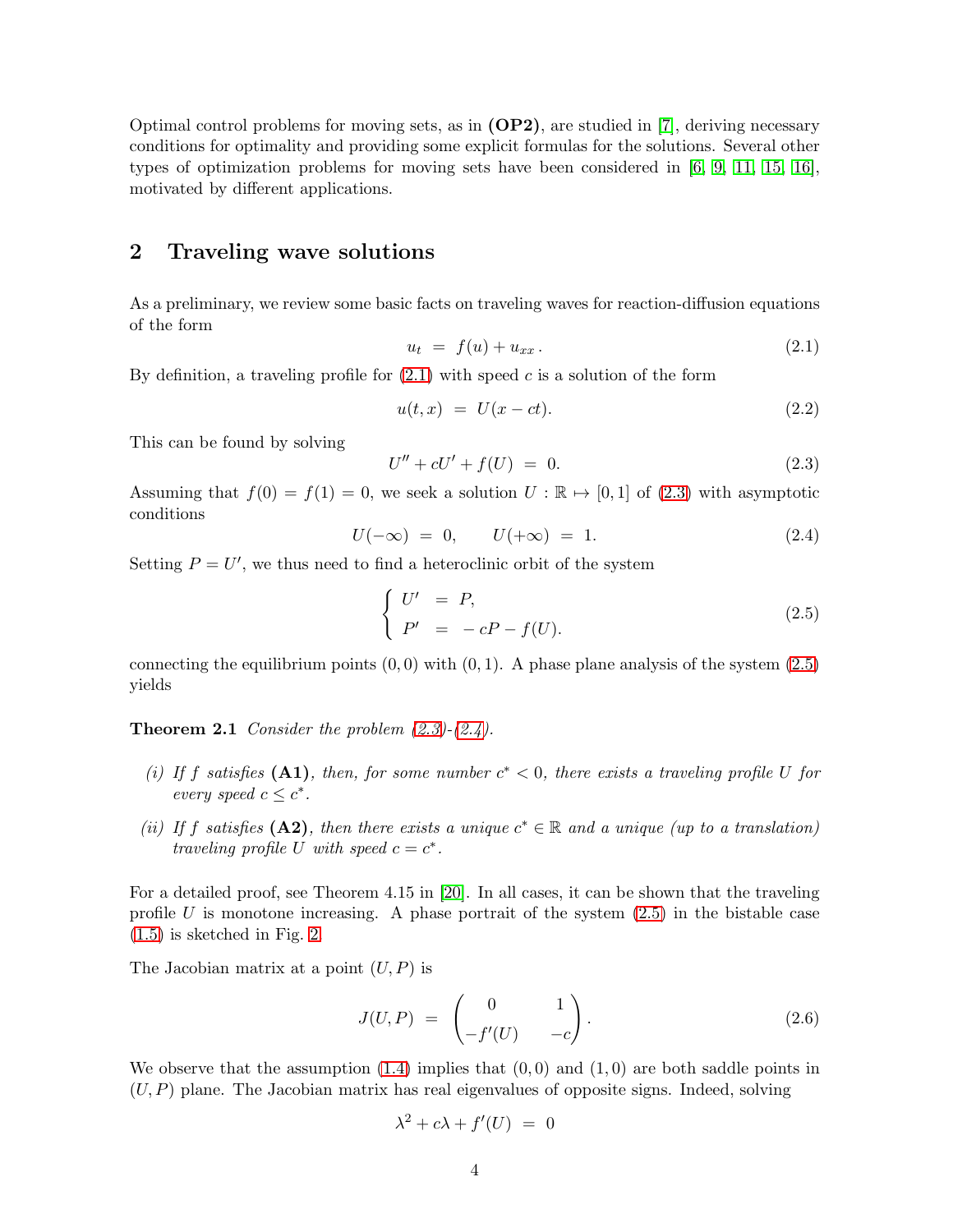Optimal control problems for moving sets, as in **(OP2)**, are studied in [7], deriving necessary conditions for optimality and providing some explicit formulas for the solutions. Several other types of optimization problems for moving sets have been considered in [6, 9, 11, 15, 16], motivated by different applications.

## 2 Traveling wave solutions

As a preliminary, we review some basic facts on traveling waves for reaction-diffusion equations of the form

$$u_t \;=\; f(u) + u_{xx}\,. \tag{2.1}$$

By definition, a traveling profile for (2.1) with speed $c$ is a solution of the form

$$u(t,x) \;=\; U(x-ct). \tag{2.2}$$

This can be found by solving

$$U'' + cU' + f(U) \;=\; 0. \tag{2.3}$$

Assuming that $f(0) = f(1) = 0$, we seek a solution $U : \mathbb{R} \mapsto [0,1]$ of (2.3) with asymptotic conditions

$$U(-\infty) \;=\; 0, \qquad U(+\infty) \;=\; 1. \tag{2.4}$$

Setting $P = U'$, we thus need to find a heteroclinic orbit of the system

$$\begin{cases} U' &=\; P, \\ P' &=\; -cP - f(U). \end{cases} \tag{2.5}$$

connecting the equilibrium points $(0,0)$ with $(0,1)$. A phase plane analysis of the system (2.5) yields

**Theorem 2.1** *Consider the problem (2.3)-(2.4).*

*(i) If $f$ satisfies* **(A1)***, then, for some number $c^* < 0$, there exists a traveling profile $U$ for every speed $c \leq c^*$.*

*(ii) If $f$ satisfies* **(A2)***, then there exists a unique $c^* \in \mathbb{R}$ and a unique (up to a translation) traveling profile $U$ with speed $c = c^*$.*

For a detailed proof, see Theorem 4.15 in [20]. In all cases, it can be shown that the traveling profile $U$ is monotone increasing. A phase portrait of the system (2.5) in the bistable case (1.5) is sketched in Fig. 2.

The Jacobian matrix at a point $(U,P)$ is

$$J(U,P) \;=\; \begin{pmatrix} 0 & 1 \\ -f'(U) & -c \end{pmatrix}. \tag{2.6}$$

We observe that the assumption (1.4) implies that $(0,0)$ and $(1,0)$ are both saddle points in $(U,P)$ plane. The Jacobian matrix has real eigenvalues of opposite signs. Indeed, solving

$$\lambda^2 + c\lambda + f'(U) \;=\; 0$$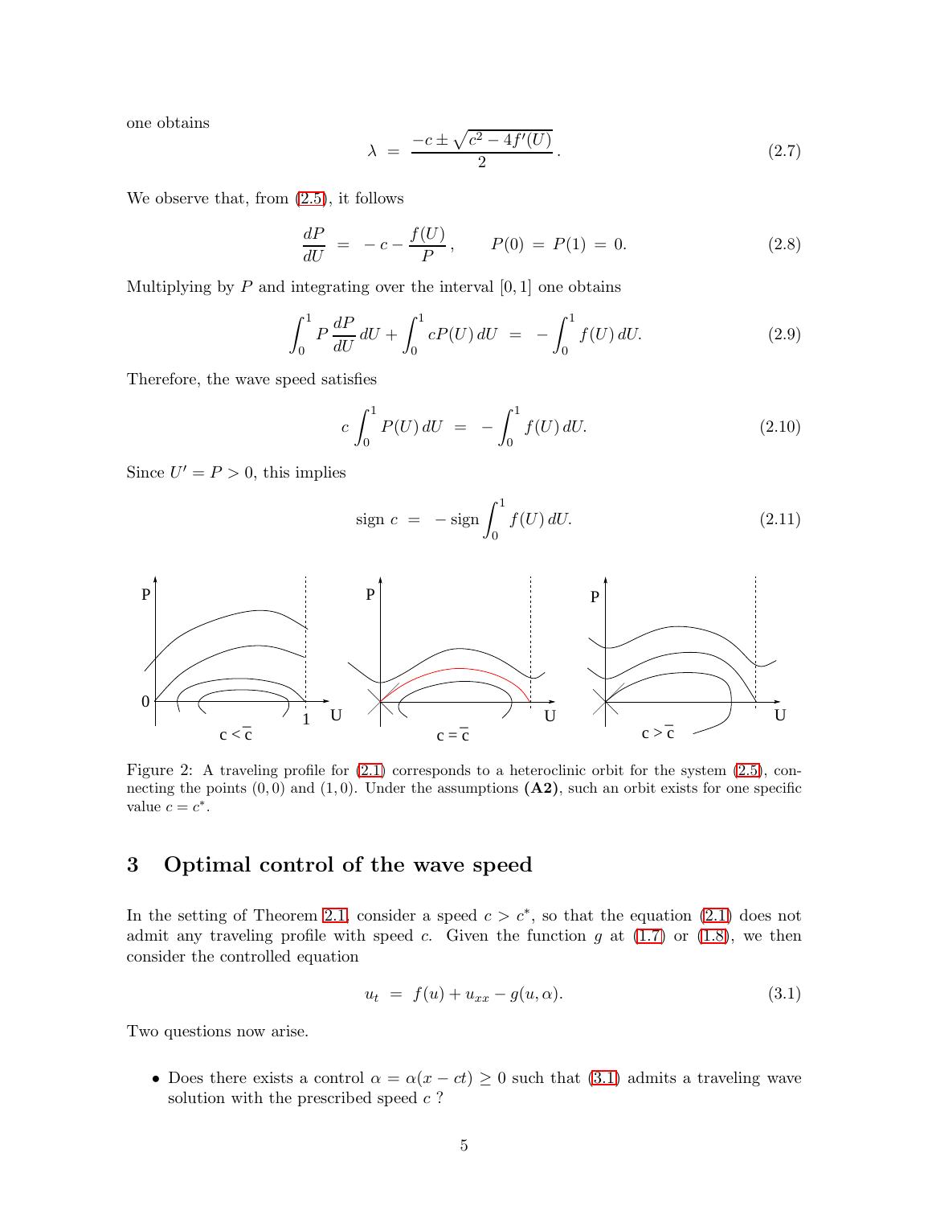one obtains

$$\lambda = \frac{-c \pm \sqrt{c^2 - 4f'(U)}}{2}. \tag{2.7}$$

We observe that, from (2.5), it follows

$$\frac{dP}{dU} = -c - \frac{f(U)}{P}, \qquad P(0) = P(1) = 0. \tag{2.8}$$

Multiplying by $P$ and integrating over the interval $[0,1]$ one obtains

$$\int_0^1 P\,\frac{dP}{dU}\,dU + \int_0^1 cP(U)\,dU = -\int_0^1 f(U)\,dU. \tag{2.9}$$

Therefore, the wave speed satisfies

$$c\int_0^1 P(U)\,dU = -\int_0^1 f(U)\,dU. \tag{2.10}$$

Since $U' = P > 0$, this implies

$$\text{sign}\; c = -\,\text{sign}\int_0^1 f(U)\,dU. \tag{2.11}$$

Figure 2: A traveling profile for (2.1) corresponds to a heteroclinic orbit for the system (2.5), connecting the points $(0,0)$ and $(1,0)$. Under the assumptions **(A2)**, such an orbit exists for one specific value $c = c^*$.

## 3 Optimal control of the wave speed

In the setting of Theorem 2.1, consider a speed $c > c^*$, so that the equation (2.1) does not admit any traveling profile with speed $c$. Given the function $g$ at (1.7) or (1.8), we then consider the controlled equation

$$u_t = f(u) + u_{xx} - g(u,\alpha). \tag{3.1}$$

Two questions now arise.

- Does there exists a control $\alpha = \alpha(x - ct) \geq 0$ such that (3.1) admits a traveling wave solution with the prescribed speed $c$ ?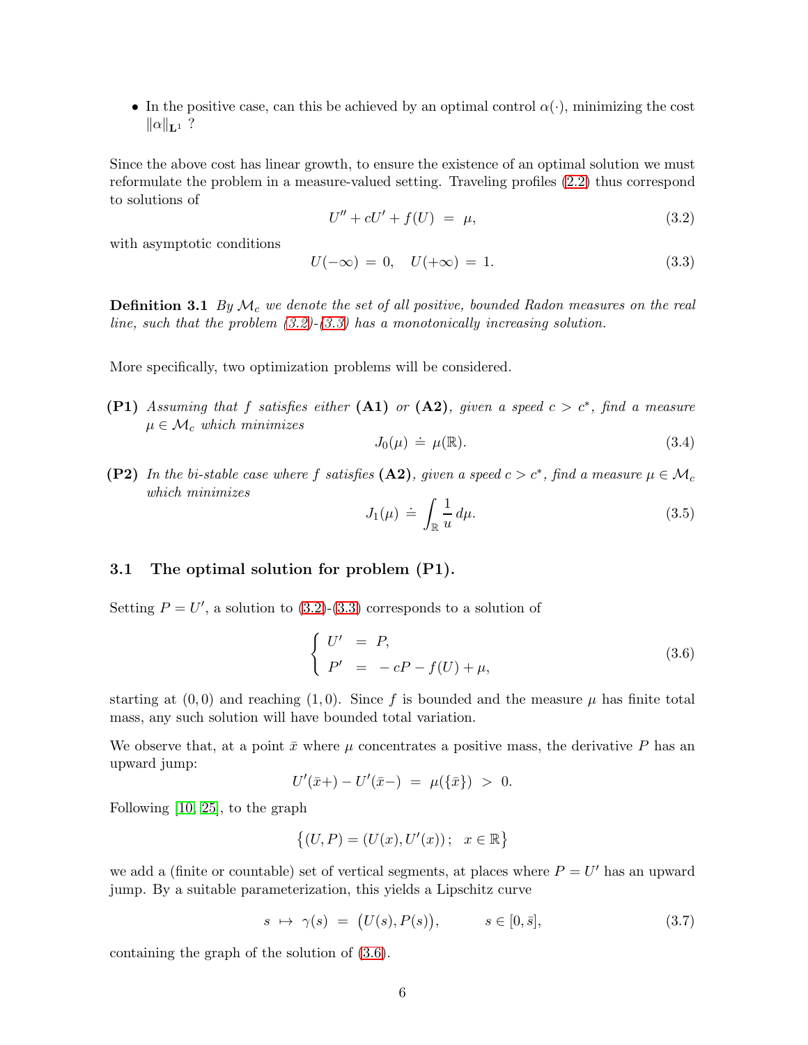- In the positive case, can this be achieved by an optimal control $\alpha(\cdot)$, minimizing the cost $\|\alpha\|_{\mathbf{L}^1}$ ?

Since the above cost has linear growth, to ensure the existence of an optimal solution we must reformulate the problem in a measure-valued setting. Traveling profiles (2.2) thus correspond to solutions of

$$U'' + cU' + f(U) \;=\; \mu, \tag{3.2}$$

with asymptotic conditions

$$U(-\infty) \;=\; 0, \quad U(+\infty) \;=\; 1. \tag{3.3}$$

**Definition 3.1** *By $\mathcal{M}_c$ we denote the set of all positive, bounded Radon measures on the real line, such that the problem (3.2)-(3.3) has a monotonically increasing solution.*

More specifically, two optimization problems will be considered.

**(P1)** *Assuming that $f$ satisfies either* **(A1)** *or* **(A2)***, given a speed $c > c^*$, find a measure $\mu \in \mathcal{M}_c$ which minimizes*

$$J_0(\mu) \;\doteq\; \mu(\mathbb{R}). \tag{3.4}$$

**(P2)** *In the bi-stable case where $f$ satisfies* **(A2)***, given a speed $c > c^*$, find a measure $\mu \in \mathcal{M}_c$ which minimizes*

$$J_1(\mu) \;\doteq\; \int_{\mathbb{R}} \frac{1}{u}\, d\mu. \tag{3.5}$$

### 3.1 The optimal solution for problem (P1).

Setting $P = U'$, a solution to (3.2)-(3.3) corresponds to a solution of

$$\left\{ \begin{array}{rcl} U' &=& P, \\ P' &=& -\,cP - f(U) + \mu, \end{array} \right. \tag{3.6}$$

starting at $(0,0)$ and reaching $(1,0)$. Since $f$ is bounded and the measure $\mu$ has finite total mass, any such solution will have bounded total variation.

We observe that, at a point $\bar{x}$ where $\mu$ concentrates a positive mass, the derivative $P$ has an upward jump:

$$U'(\bar{x}+) - U'(\bar{x}-) \;=\; \mu(\{\bar{x}\}) \;>\; 0.$$

Following [10, 25], to the graph

$$\big\{(U,P) = (U(x), U'(x))\,;\;\; x \in \mathbb{R}\big\}$$

we add a (finite or countable) set of vertical segments, at places where $P = U'$ has an upward jump. By a suitable parameterization, this yields a Lipschitz curve

$$s \;\mapsto\; \gamma(s) \;=\; \big(U(s), P(s)\big), \qquad\quad s \in [0, \bar{s}], \tag{3.7}$$

containing the graph of the solution of (3.6).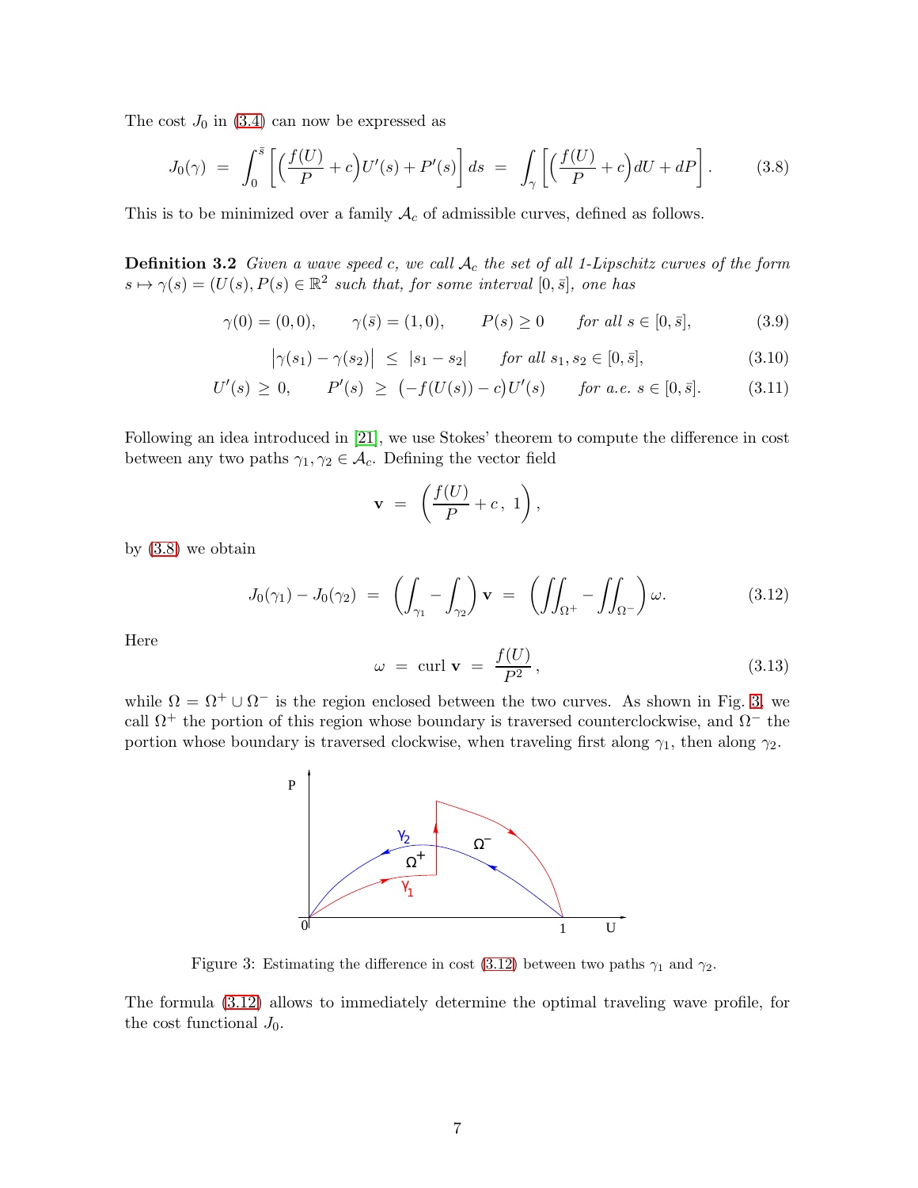The cost $J_0$ in (3.4) can now be expressed as

$$J_0(\gamma) \;=\; \int_0^{\bar{s}} \left[\Big(\frac{f(U)}{P}+c\Big)U'(s)+P'(s)\right]ds \;=\; \int_\gamma \left[\Big(\frac{f(U)}{P}+c\Big)dU+dP\right]. \tag{3.8}$$

This is to be minimized over a family $\mathcal{A}_c$ of admissible curves, defined as follows.

**Definition 3.2** *Given a wave speed $c$, we call $\mathcal{A}_c$ the set of all 1-Lipschitz curves of the form $s\mapsto \gamma(s)=(U(s),P(s)\in\mathbb{R}^2$ such that, for some interval $[0,\bar{s}]$, one has*

$$\gamma(0)=(0,0),\qquad \gamma(\bar{s})=(1,0),\qquad P(s)\geq 0 \qquad \textit{for all } s\in[0,\bar{s}], \tag{3.9}$$

$$\big|\gamma(s_1)-\gamma(s_2)\big| \;\leq\; |s_1-s_2| \qquad \textit{for all } s_1,s_2\in[0,\bar{s}], \tag{3.10}$$

$$U'(s)\;\geq\;0,\qquad P'(s)\;\geq\;\big(-f(U(s))-c\big)U'(s) \qquad \textit{for a.e. } s\in[0,\bar{s}]. \tag{3.11}$$

Following an idea introduced in [21], we use Stokes' theorem to compute the difference in cost between any two paths $\gamma_1,\gamma_2\in\mathcal{A}_c$. Defining the vector field

$$\mathbf{v} \;=\; \left(\frac{f(U)}{P}+c\,,\;1\right),$$

by (3.8) we obtain

$$J_0(\gamma_1)-J_0(\gamma_2) \;=\; \left(\int_{\gamma_1}-\int_{\gamma_2}\right)\mathbf{v} \;=\; \left(\iint_{\Omega^+}-\iint_{\Omega^-}\right)\omega. \tag{3.12}$$

Here

$$\omega \;=\; \text{curl}\,\mathbf{v} \;=\; \frac{f(U)}{P^2}\,, \tag{3.13}$$

while $\Omega=\Omega^+\cup\Omega^-$ is the region enclosed between the two curves. As shown in Fig. 3, we call $\Omega^+$ the portion of this region whose boundary is traversed counterclockwise, and $\Omega^-$ the portion whose boundary is traversed clockwise, when traveling first along $\gamma_1$, then along $\gamma_2$.

Figure 3: Estimating the difference in cost (3.12) between two paths $\gamma_1$ and $\gamma_2$.

The formula (3.12) allows to immediately determine the optimal traveling wave profile, for the cost functional $J_0$.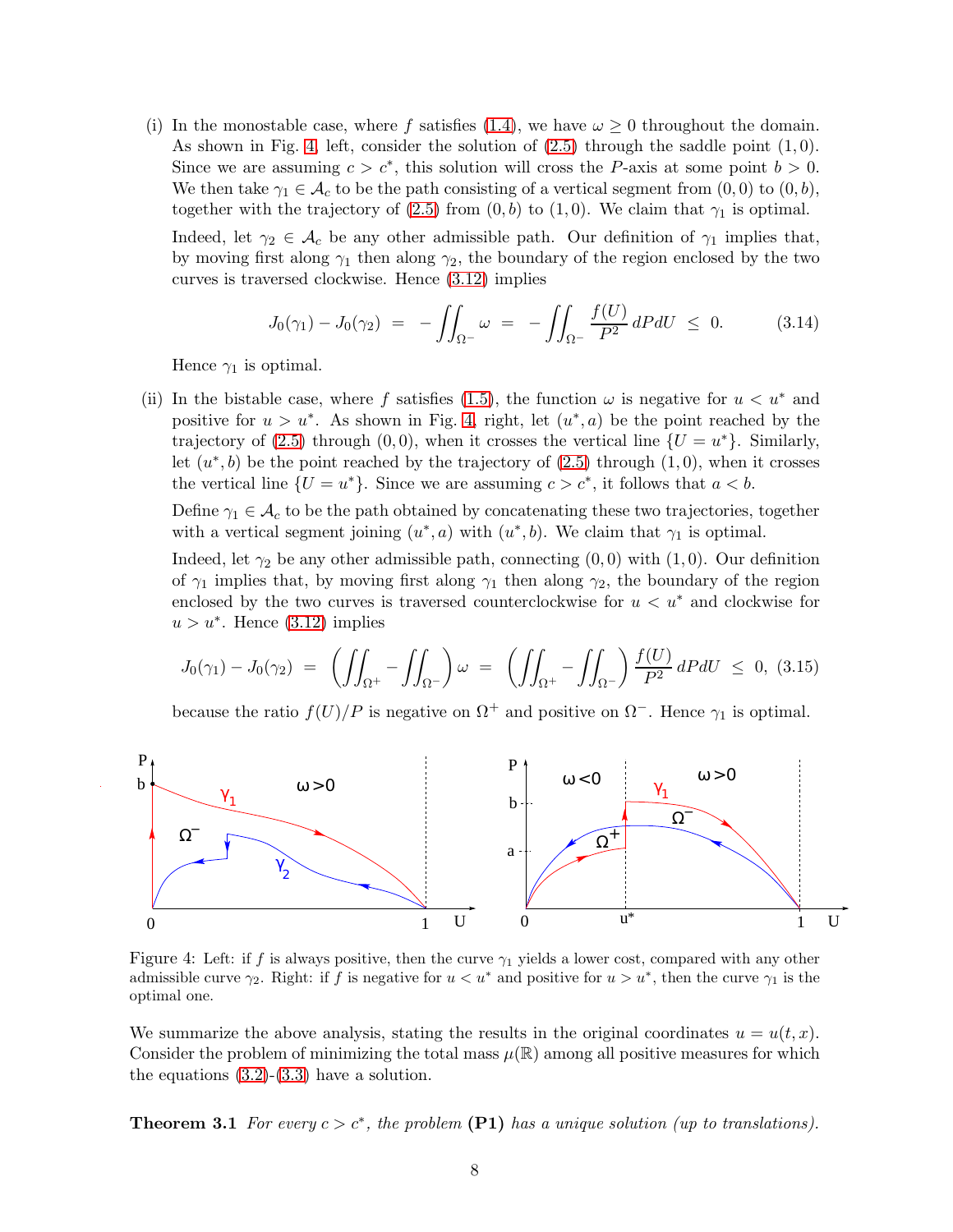(i) In the monostable case, where $f$ satisfies (1.4), we have $\omega \geq 0$ throughout the domain. As shown in Fig. 4, left, consider the solution of (2.5) through the saddle point $(1, 0)$. Since we are assuming $c > c^*$, this solution will cross the $P$-axis at some point $b > 0$. We then take $\gamma_1 \in \mathcal{A}_c$ to be the path consisting of a vertical segment from $(0, 0)$ to $(0, b)$, together with the trajectory of (2.5) from $(0, b)$ to $(1, 0)$. We claim that $\gamma_1$ is optimal.

Indeed, let $\gamma_2 \in \mathcal{A}_c$ be any other admissible path. Our definition of $\gamma_1$ implies that, by moving first along $\gamma_1$ then along $\gamma_2$, the boundary of the region enclosed by the two curves is traversed clockwise. Hence (3.12) implies

$$J_0(\gamma_1) - J_0(\gamma_2) \;=\; -\iint_{\Omega^-} \omega \;=\; -\iint_{\Omega^-} \frac{f(U)}{P^2}\, dPdU \;\leq\; 0. \tag{3.14}$$

Hence $\gamma_1$ is optimal.

(ii) In the bistable case, where $f$ satisfies (1.5), the function $\omega$ is negative for $u < u^*$ and positive for $u > u^*$. As shown in Fig. 4, right, let $(u^*, a)$ be the point reached by the trajectory of (2.5) through $(0, 0)$, when it crosses the vertical line $\{U = u^*\}$. Similarly, let $(u^*, b)$ be the point reached by the trajectory of (2.5) through $(1, 0)$, when it crosses the vertical line $\{U = u^*\}$. Since we are assuming $c > c^*$, it follows that $a < b$.

Define $\gamma_1 \in \mathcal{A}_c$ to be the path obtained by concatenating these two trajectories, together with a vertical segment joining $(u^*, a)$ with $(u^*, b)$. We claim that $\gamma_1$ is optimal.

Indeed, let $\gamma_2$ be any other admissible path, connecting $(0, 0)$ with $(1, 0)$. Our definition of $\gamma_1$ implies that, by moving first along $\gamma_1$ then along $\gamma_2$, the boundary of the region enclosed by the two curves is traversed counterclockwise for $u < u^*$ and clockwise for $u > u^*$. Hence (3.12) implies

$$J_0(\gamma_1) - J_0(\gamma_2) \;=\; \left(\iint_{\Omega^+} - \iint_{\Omega^-}\right)\omega \;=\; \left(\iint_{\Omega^+} - \iint_{\Omega^-}\right)\frac{f(U)}{P^2}\, dPdU \;\leq\; 0, \tag{3.15}$$

because the ratio $f(U)/P$ is negative on $\Omega^+$ and positive on $\Omega^-$. Hence $\gamma_1$ is optimal.

Figure 4: Left: if $f$ is always positive, then the curve $\gamma_1$ yields a lower cost, compared with any other admissible curve $\gamma_2$. Right: if $f$ is negative for $u < u^*$ and positive for $u > u^*$, then the curve $\gamma_1$ is the optimal one.

We summarize the above analysis, stating the results in the original coordinates $u = u(t, x)$. Consider the problem of minimizing the total mass $\mu(\mathbb{R})$ among all positive measures for which the equations (3.2)-(3.3) have a solution.

**Theorem 3.1** *For every $c > c^*$, the problem* **(P1)** *has a unique solution (up to translations).*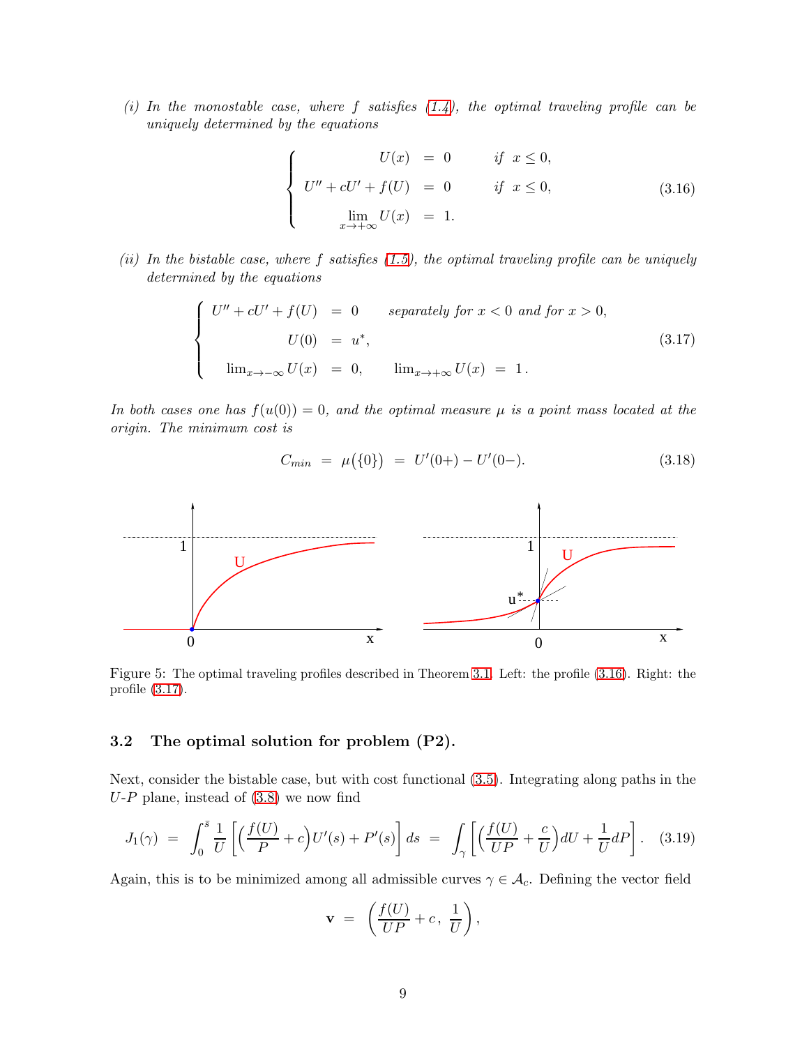*(i) In the monostable case, where $f$ satisfies (1.4), the optimal traveling profile can be uniquely determined by the equations*

$$
\begin{cases}
U(x) \;=\; 0 & \text{if } x \le 0, \\
U'' + cU' + f(U) \;=\; 0 & \text{if } x \le 0, \\
\lim_{x \to +\infty} U(x) \;=\; 1.
\end{cases} \tag{3.16}
$$

*(ii) In the bistable case, where $f$ satisfies (1.5), the optimal traveling profile can be uniquely determined by the equations*

$$
\begin{cases}
U'' + cU' + f(U) \;=\; 0 & \text{separately for } x < 0 \text{ and for } x > 0, \\
U(0) \;=\; u^*, \\
\lim_{x\to-\infty} U(x) \;=\; 0, \qquad \lim_{x\to+\infty} U(x) \;=\; 1\,.
\end{cases} \tag{3.17}
$$

*In both cases one has $f(u(0)) = 0$, and the optimal measure $\mu$ is a point mass located at the origin. The minimum cost is*

$$
C_{min} \;=\; \mu\big(\{0\}\big) \;=\; U'(0+) - U'(0-). \tag{3.18}
$$

Figure 5: The optimal traveling profiles described in Theorem 3.1. Left: the profile (3.16). Right: the profile (3.17).

### 3.2 The optimal solution for problem (P2).

Next, consider the bistable case, but with cost functional (3.5). Integrating along paths in the $U$-$P$ plane, instead of (3.8) we now find

$$
J_1(\gamma) \;=\; \int_0^{\bar s} \frac{1}{U}\left[\Big(\frac{f(U)}{P} + c\Big) U'(s) + P'(s)\right] ds \;=\; \int_\gamma \left[\Big(\frac{f(U)}{UP} + \frac{c}{U}\Big) dU + \frac{1}{U} dP\right]. \tag{3.19}
$$

Again, this is to be minimized among all admissible curves $\gamma \in \mathcal{A}_c$. Defining the vector field

$$
\mathbf{v} \;=\; \left(\frac{f(U)}{UP} + c\,,\ \frac{1}{U}\right),
$$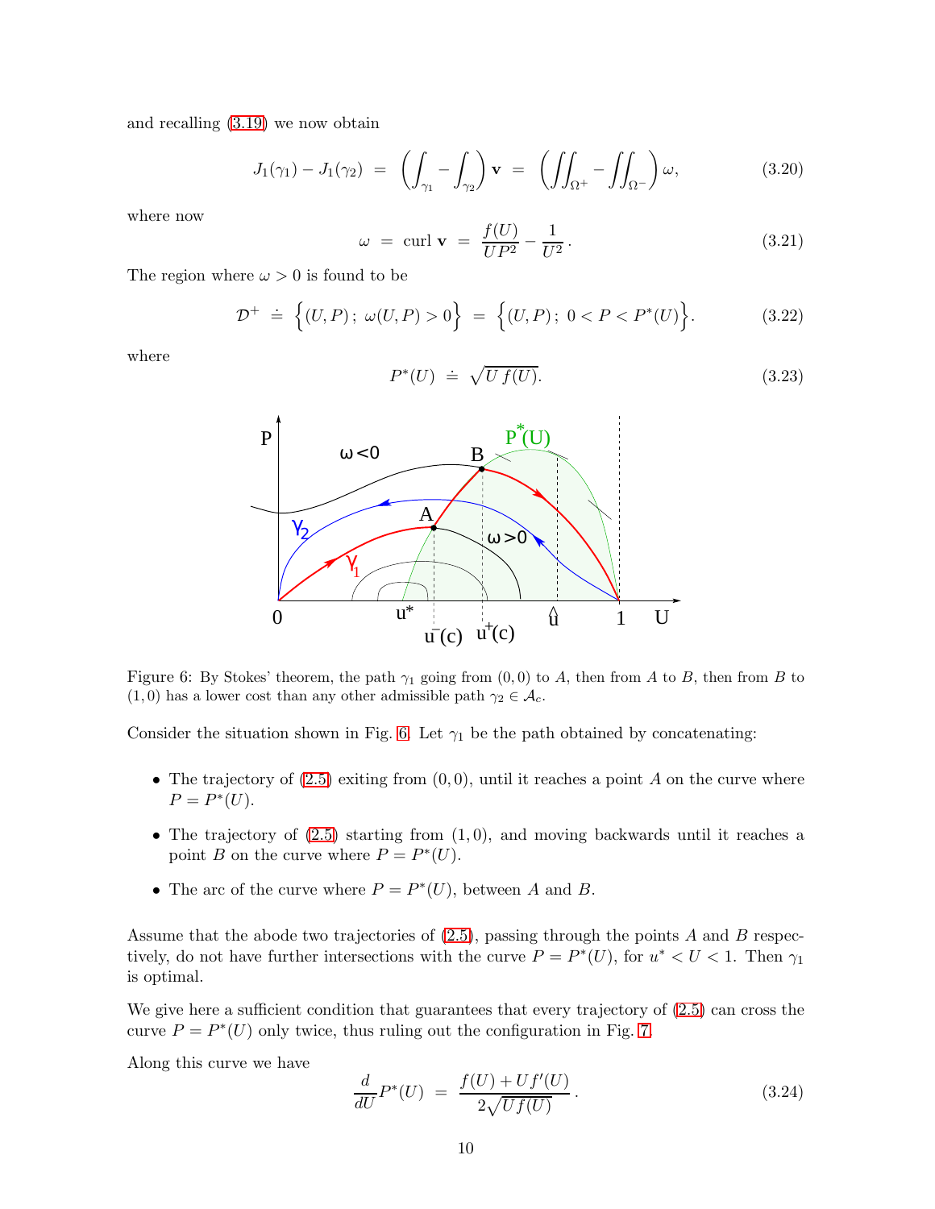and recalling (3.19) we now obtain

$$J_1(\gamma_1) - J_1(\gamma_2) \;=\; \left(\int_{\gamma_1} - \int_{\gamma_2}\right) \mathbf{v} \;=\; \left(\iint_{\Omega^+} - \iint_{\Omega^-}\right) \omega, \tag{3.20}$$

where now

$$\omega \;=\; \text{curl}\,\mathbf{v} \;=\; \frac{f(U)}{UP^2} - \frac{1}{U^2}\,. \tag{3.21}$$

The region where $\omega > 0$ is found to be

$$\mathcal{D}^+ \;\doteq\; \Big\{(U,P)\,;\ \omega(U,P) > 0\Big\} \;=\; \Big\{(U,P)\,;\ 0 < P < P^*(U)\Big\}. \tag{3.22}$$

where

$$P^*(U) \;\doteq\; \sqrt{U\,f(U)}. \tag{3.23}$$

Figure 6: By Stokes' theorem, the path $\gamma_1$ going from $(0,0)$ to $A$, then from $A$ to $B$, then from $B$ to $(1,0)$ has a lower cost than any other admissible path $\gamma_2 \in \mathcal{A}_c$.

Consider the situation shown in Fig. 6. Let $\gamma_1$ be the path obtained by concatenating:

- The trajectory of (2.5) exiting from $(0,0)$, until it reaches a point $A$ on the curve where $P = P^*(U)$.
- The trajectory of (2.5) starting from $(1,0)$, and moving backwards until it reaches a point $B$ on the curve where $P = P^*(U)$.
- The arc of the curve where $P = P^*(U)$, between $A$ and $B$.

Assume that the abode two trajectories of (2.5), passing through the points $A$ and $B$ respectively, do not have further intersections with the curve $P = P^*(U)$, for $u^* < U < 1$. Then $\gamma_1$ is optimal.

We give here a sufficient condition that guarantees that every trajectory of (2.5) can cross the curve $P = P^*(U)$ only twice, thus ruling out the configuration in Fig. 7.

Along this curve we have

$$\frac{d}{dU}P^*(U) \;=\; \frac{f(U) + Uf'(U)}{2\sqrt{Uf(U)}}\,. \tag{3.24}$$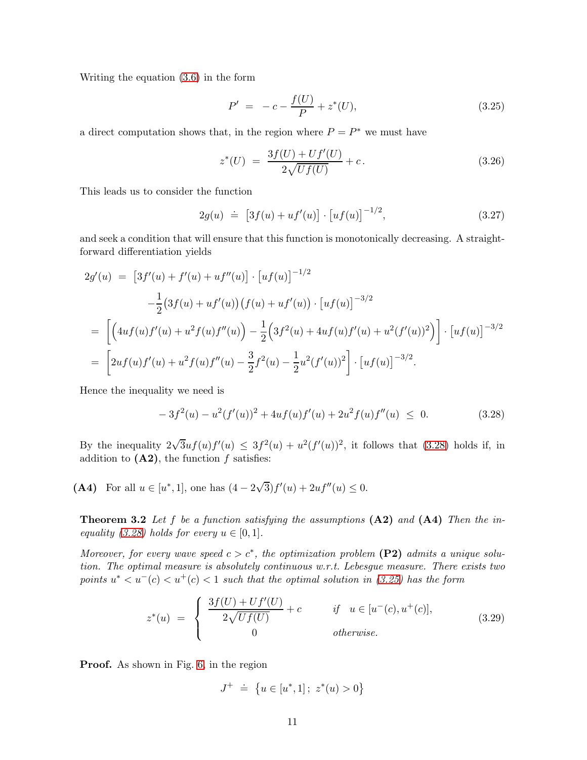Writing the equation (3.6) in the form

$$P' \;=\; -c - \frac{f(U)}{P} + z^*(U), \tag{3.25}$$

a direct computation shows that, in the region where $P = P^*$ we must have

$$z^*(U) \;=\; \frac{3f(U) + Uf'(U)}{2\sqrt{Uf(U)}} + c\,. \tag{3.26}$$

This leads us to consider the function

$$2g(u) \;\doteq\; \big[3f(u) + uf'(u)\big]\cdot\big[uf(u)\big]^{-1/2}, \tag{3.27}$$

and seek a condition that will ensure that this function is monotonically decreasing. A straightforward differentiation yields

$$\begin{aligned}
2g'(u) \;&=\; \big[3f'(u) + f'(u) + uf''(u)\big]\cdot\big[uf(u)\big]^{-1/2} \\
&\qquad -\frac{1}{2}\big(3f(u) + uf'(u)\big)\big(f(u) + uf'(u)\big)\cdot\big[uf(u)\big]^{-3/2} \\
&=\; \left[\Big(4uf(u)f'(u) + u^2f(u)f''(u)\Big) - \frac{1}{2}\Big(3f^2(u) + 4uf(u)f'(u) + u^2(f'(u))^2\Big)\right]\cdot\big[uf(u)\big]^{-3/2} \\
&=\; \left[2uf(u)f'(u) + u^2f(u)f''(u) - \frac{3}{2}f^2(u) - \frac{1}{2}u^2(f'(u))^2\right]\cdot\big[uf(u)\big]^{-3/2}.
\end{aligned}$$

Hence the inequality we need is

$$-\,3f^2(u) - u^2(f'(u))^2 + 4uf(u)f'(u) + 2u^2f(u)f''(u) \;\leq\; 0. \tag{3.28}$$

By the inequality $2\sqrt{3}uf(u)f'(u) \leq 3f^2(u) + u^2(f'(u))^2$, it follows that (3.28) holds if, in addition to **(A2)**, the function $f$ satisfies:

**(A4)** For all $u \in [u^*, 1]$, one has $(4 - 2\sqrt{3})f'(u) + 2uf''(u) \leq 0$.

**Theorem 3.2** *Let $f$ be a function satisfying the assumptions* **(A2)** *and* **(A4)** *Then the inequality (3.28) holds for every $u \in [0,1]$.*

*Moreover, for every wave speed $c > c^*$, the optimization problem* **(P2)** *admits a unique solution. The optimal measure is absolutely continuous w.r.t. Lebesgue measure. There exists two points $u^* < u^-(c) < u^+(c) < 1$ such that the optimal solution in (3.25) has the form*

$$z^*(u) \;=\; \begin{cases} \dfrac{3f(U) + Uf'(U)}{2\sqrt{Uf(U)}} + c & \text{if} \quad u \in [u^-(c), u^+(c)], \\[2mm] 0 & \text{otherwise.} \end{cases} \tag{3.29}$$

**Proof.** As shown in Fig. 6, in the region

$$J^+ \;\doteq\; \big\{u \in [u^*, 1]\,;\; z^*(u) > 0\big\}$$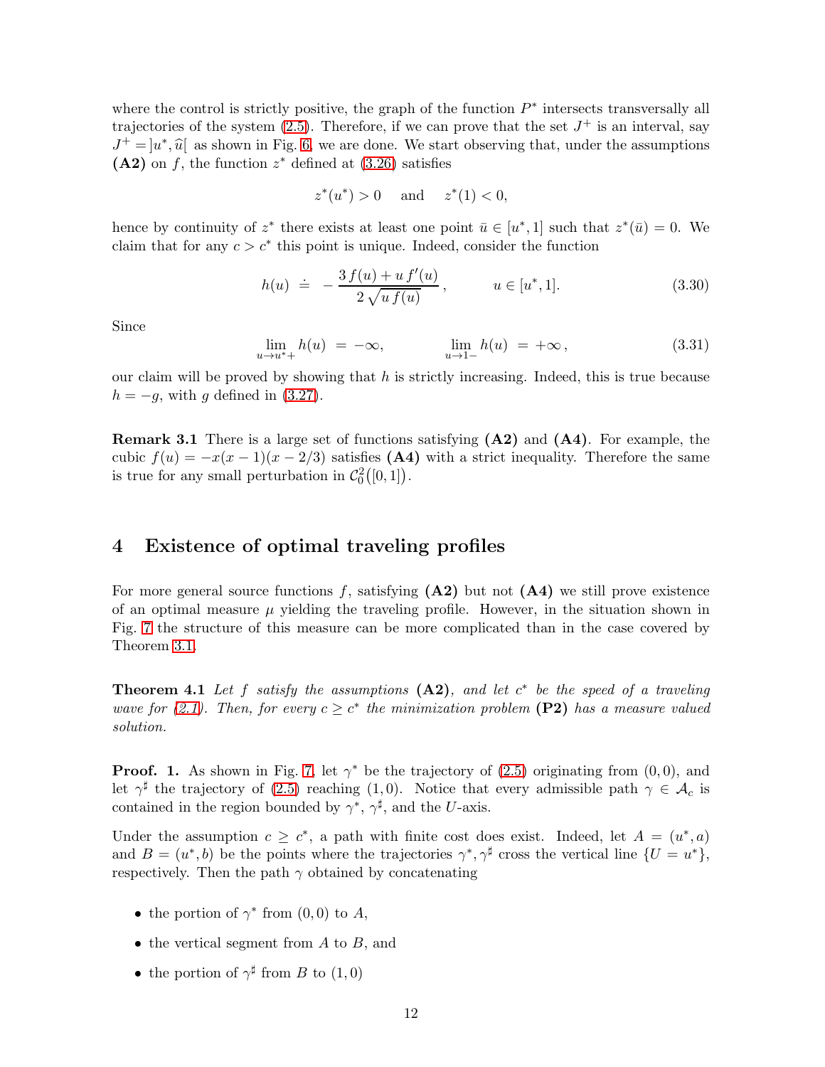where the control is strictly positive, the graph of the function $P^*$ intersects transversally all trajectories of the system (2.5). Therefore, if we can prove that the set $J^+$ is an interval, say $J^+ = ]u^*, \widehat{u}[$ as shown in Fig. 6, we are done. We start observing that, under the assumptions **(A2)** on $f$, the function $z^*$ defined at (3.26) satisfies

$$z^*(u^*) > 0 \quad \text{and} \quad z^*(1) < 0,$$

hence by continuity of $z^*$ there exists at least one point $\bar{u} \in [u^*, 1]$ such that $z^*(\bar{u}) = 0$. We claim that for any $c > c^*$ this point is unique. Indeed, consider the function

$$h(u) \doteq -\frac{3\,f(u) + u\,f'(u)}{2\sqrt{u\,f(u)}}, \qquad u \in [u^*, 1]. \tag{3.30}$$

Since

$$\lim_{u \to u^*+} h(u) = -\infty, \qquad \lim_{u \to 1-} h(u) = +\infty, \tag{3.31}$$

our claim will be proved by showing that $h$ is strictly increasing. Indeed, this is true because $h = -g$, with $g$ defined in (3.27).

**Remark 3.1** There is a large set of functions satisfying **(A2)** and **(A4)**. For example, the cubic $f(u) = -x(x-1)(x-2/3)$ satisfies **(A4)** with a strict inequality. Therefore the same is true for any small perturbation in $\mathcal{C}^2_0([0,1])$.

## 4 Existence of optimal traveling profiles

For more general source functions $f$, satisfying **(A2)** but not **(A4)** we still prove existence of an optimal measure $\mu$ yielding the traveling profile. However, in the situation shown in Fig. 7 the structure of this measure can be more complicated than in the case covered by Theorem 3.1.

**Theorem 4.1** *Let $f$ satisfy the assumptions* **(A2)**, *and let $c^*$ be the speed of a traveling wave for (2.1). Then, for every $c \geq c^*$ the minimization problem* **(P2)** *has a measure valued solution.*

**Proof. 1.** As shown in Fig. 7, let $\gamma^*$ be the trajectory of (2.5) originating from $(0,0)$, and let $\gamma^\sharp$ the trajectory of (2.5) reaching $(1,0)$. Notice that every admissible path $\gamma \in \mathcal{A}_c$ is contained in the region bounded by $\gamma^*$, $\gamma^\sharp$, and the $U$-axis.

Under the assumption $c \geq c^*$, a path with finite cost does exist. Indeed, let $A = (u^*, a)$ and $B = (u^*, b)$ be the points where the trajectories $\gamma^*, \gamma^\sharp$ cross the vertical line $\{U = u^*\}$, respectively. Then the path $\gamma$ obtained by concatenating

- the portion of $\gamma^*$ from $(0,0)$ to $A$,
- the vertical segment from $A$ to $B$, and
- the portion of $\gamma^\sharp$ from $B$ to $(1,0)$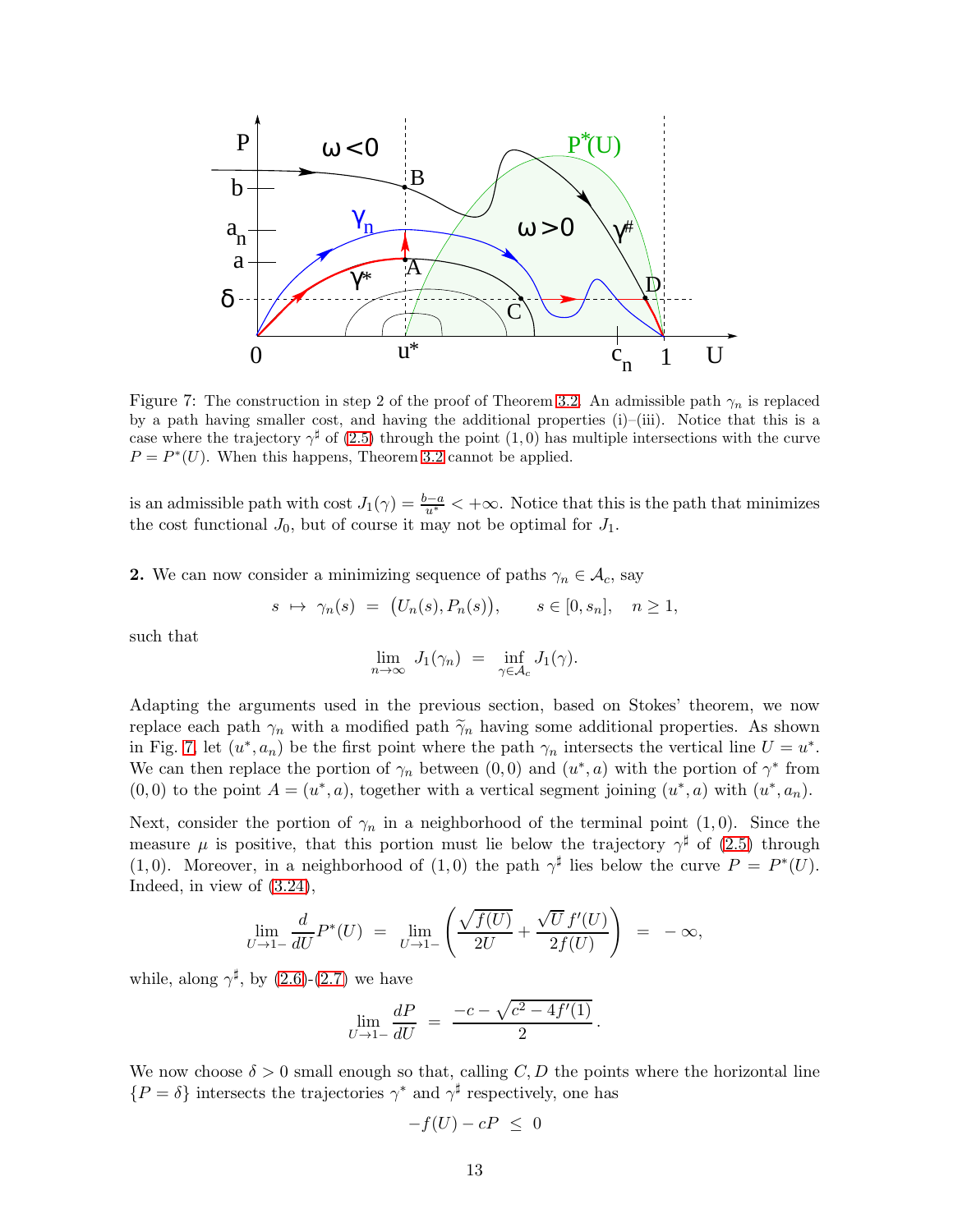Figure 7: The construction in step 2 of the proof of Theorem 3.2. An admissible path $\gamma_n$ is replaced by a path having smaller cost, and having the additional properties (i)–(iii). Notice that this is a case where the trajectory $\gamma^\sharp$ of (2.5) through the point $(1,0)$ has multiple intersections with the curve $P = P^*(U)$. When this happens, Theorem 3.2 cannot be applied.

is an admissible path with cost $J_1(\gamma) = \frac{b-a}{u^*} < +\infty$. Notice that this is the path that minimizes the cost functional $J_0$, but of course it may not be optimal for $J_1$.

**2.** We can now consider a minimizing sequence of paths $\gamma_n \in \mathcal{A}_c$, say

$$s \;\mapsto\; \gamma_n(s) \;=\; \big(U_n(s), P_n(s)\big), \qquad s \in [0, s_n], \quad n \geq 1,$$

such that

$$\lim_{n\to\infty} J_1(\gamma_n) \;=\; \inf_{\gamma\in\mathcal{A}_c} J_1(\gamma).$$

Adapting the arguments used in the previous section, based on Stokes' theorem, we now replace each path $\gamma_n$ with a modified path $\widetilde{\gamma}_n$ having some additional properties. As shown in Fig. 7, let $(u^*, a_n)$ be the first point where the path $\gamma_n$ intersects the vertical line $U = u^*$. We can then replace the portion of $\gamma_n$ between $(0,0)$ and $(u^*, a)$ with the portion of $\gamma^*$ from $(0,0)$ to the point $A = (u^*, a)$, together with a vertical segment joining $(u^*, a)$ with $(u^*, a_n)$.

Next, consider the portion of $\gamma_n$ in a neighborhood of the terminal point $(1,0)$. Since the measure $\mu$ is positive, that this portion must lie below the trajectory $\gamma^\sharp$ of (2.5) through $(1,0)$. Moreover, in a neighborhood of $(1,0)$ the path $\gamma^\sharp$ lies below the curve $P = P^*(U)$. Indeed, in view of (3.24),

$$\lim_{U\to 1-} \frac{d}{dU} P^*(U) \;=\; \lim_{U\to 1-} \left( \frac{\sqrt{f(U)}}{2U} + \frac{\sqrt{U}\, f'(U)}{2 f(U)} \right) \;=\; -\infty,$$

while, along $\gamma^\sharp$, by (2.6)-(2.7) we have

$$\lim_{U\to 1-} \frac{dP}{dU} \;=\; \frac{-c - \sqrt{c^2 - 4f'(1)}}{2}.$$

We now choose $\delta > 0$ small enough so that, calling $C, D$ the points where the horizontal line $\{P = \delta\}$ intersects the trajectories $\gamma^*$ and $\gamma^\sharp$ respectively, one has

$$-f(U) - cP \;\leq\; 0$$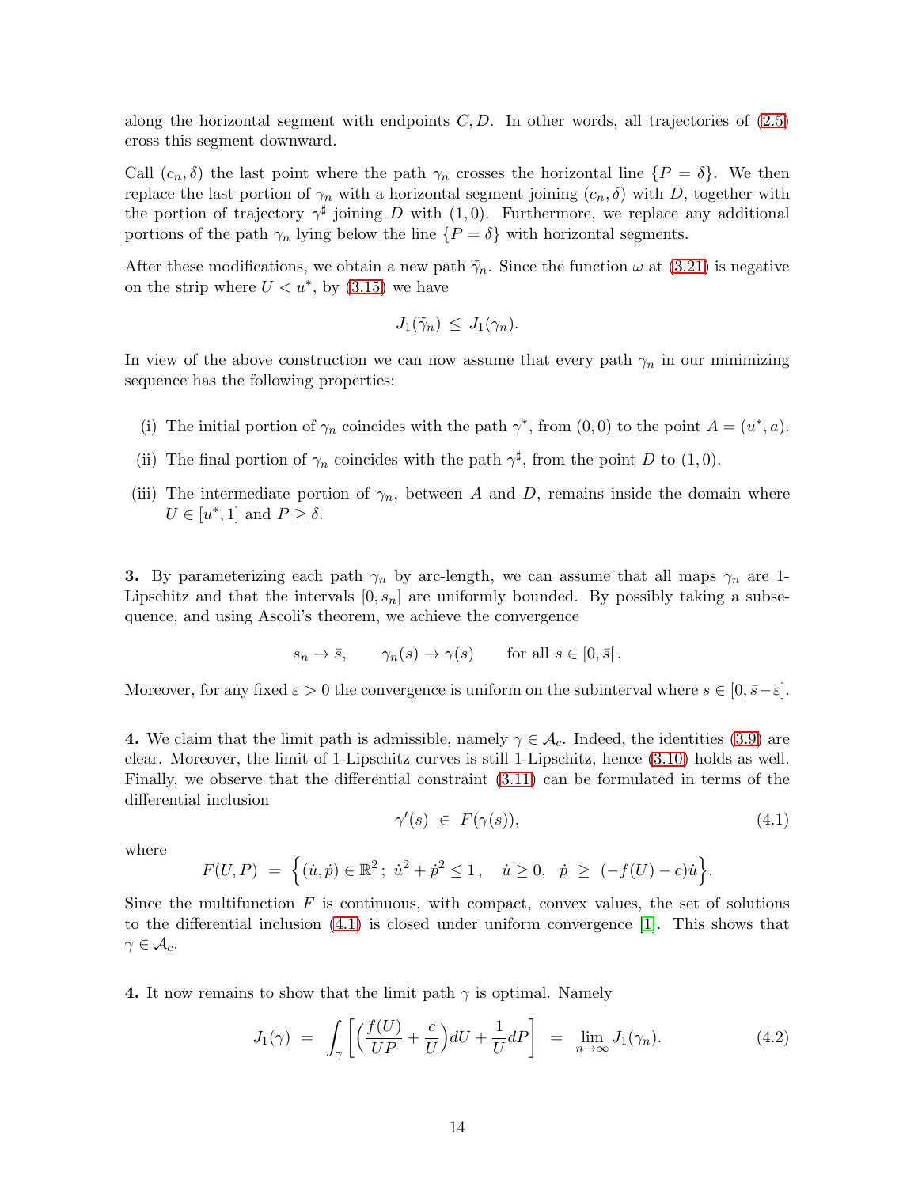along the horizontal segment with endpoints $C, D$. In other words, all trajectories of (2.5) cross this segment downward.

Call $(c_n, \delta)$ the last point where the path $\gamma_n$ crosses the horizontal line $\{P = \delta\}$. We then replace the last portion of $\gamma_n$ with a horizontal segment joining $(c_n, \delta)$ with $D$, together with the portion of trajectory $\gamma^\sharp$ joining $D$ with $(1, 0)$. Furthermore, we replace any additional portions of the path $\gamma_n$ lying below the line $\{P = \delta\}$ with horizontal segments.

After these modifications, we obtain a new path $\widetilde{\gamma}_n$. Since the function $\omega$ at (3.21) is negative on the strip where $U < u^*$, by (3.15) we have

$$J_1(\widetilde{\gamma}_n) \le J_1(\gamma_n).$$

In view of the above construction we can now assume that every path $\gamma_n$ in our minimizing sequence has the following properties:

(i) The initial portion of $\gamma_n$ coincides with the path $\gamma^*$, from $(0, 0)$ to the point $A = (u^*, a)$.

(ii) The final portion of $\gamma_n$ coincides with the path $\gamma^\sharp$, from the point $D$ to $(1, 0)$.

(iii) The intermediate portion of $\gamma_n$, between $A$ and $D$, remains inside the domain where $U \in [u^*, 1]$ and $P \ge \delta$.

**3.** By parameterizing each path $\gamma_n$ by arc-length, we can assume that all maps $\gamma_n$ are 1-Lipschitz and that the intervals $[0, s_n]$ are uniformly bounded. By possibly taking a subsequence, and using Ascoli's theorem, we achieve the convergence

$$s_n \to \bar{s}, \qquad \gamma_n(s) \to \gamma(s) \qquad \text{for all } s \in [0, \bar{s}[\,.$$

Moreover, for any fixed $\varepsilon > 0$ the convergence is uniform on the subinterval where $s \in [0, \bar{s} - \varepsilon]$.

**4.** We claim that the limit path is admissible, namely $\gamma \in \mathcal{A}_c$. Indeed, the identities (3.9) are clear. Moreover, the limit of 1-Lipschitz curves is still 1-Lipschitz, hence (3.10) holds as well. Finally, we observe that the differential constraint (3.11) can be formulated in terms of the differential inclusion

$$\gamma'(s) \in F(\gamma(s)), \tag{4.1}$$

where

$$F(U, P) = \Big\{ (\dot{u}, \dot{p}) \in \mathbb{R}^2 \,;\; \dot{u}^2 + \dot{p}^2 \le 1\,, \quad \dot{u} \ge 0, \;\; \dot{p} \;\ge\; (-f(U) - c)\dot{u} \Big\}.$$

Since the multifunction $F$ is continuous, with compact, convex values, the set of solutions to the differential inclusion (4.1) is closed under uniform convergence [1]. This shows that $\gamma \in \mathcal{A}_c$.

**4.** It now remains to show that the limit path $\gamma$ is optimal. Namely

$$J_1(\gamma) = \int_\gamma \left[ \Big( \frac{f(U)}{UP} + \frac{c}{U} \Big) dU + \frac{1}{U} dP \right] = \lim_{n \to \infty} J_1(\gamma_n). \tag{4.2}$$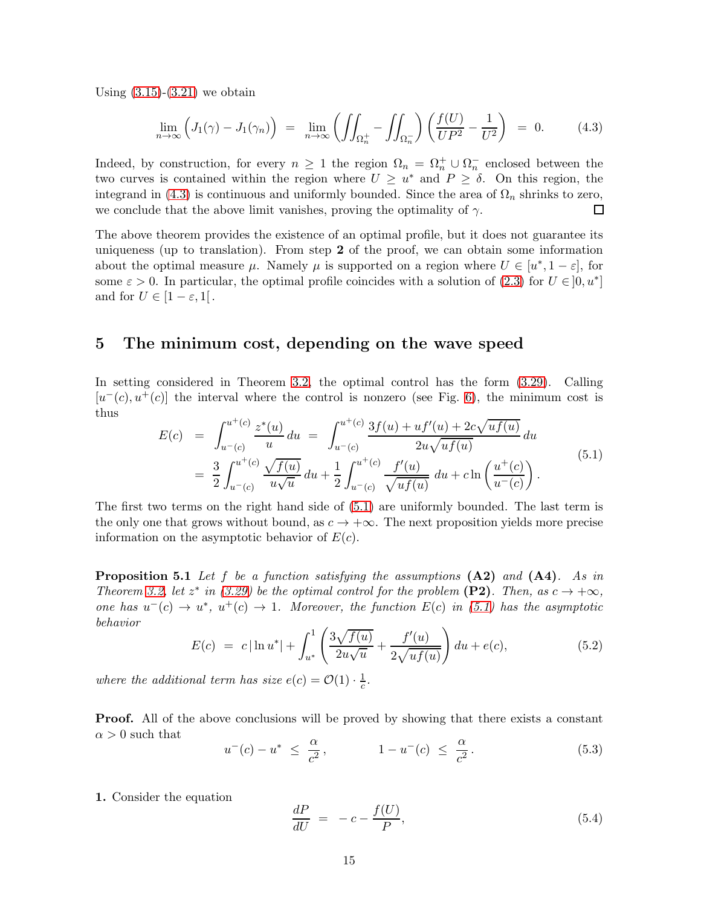Using (3.15)-(3.21) we obtain

$$
\lim_{n\to\infty} \Big(J_1(\gamma) - J_1(\gamma_n)\Big) \;=\; \lim_{n\to\infty} \left(\iint_{\Omega_n^+} - \iint_{\Omega_n^-}\right) \left(\frac{f(U)}{UP^2} - \frac{1}{U^2}\right) \;=\; 0. \tag{4.3}
$$

Indeed, by construction, for every $n \geq 1$ the region $\Omega_n = \Omega_n^+ \cup \Omega_n^-$ enclosed between the two curves is contained within the region where $U \geq u^*$ and $P \geq \delta$. On this region, the integrand in (4.3) is continuous and uniformly bounded. Since the area of $\Omega_n$ shrinks to zero, we conclude that the above limit vanishes, proving the optimality of $\gamma$. □

The above theorem provides the existence of an optimal profile, but it does not guarantee its uniqueness (up to translation). From step **2** of the proof, we can obtain some information about the optimal measure $\mu$. Namely $\mu$ is supported on a region where $U \in [u^*, 1-\varepsilon]$, for some $\varepsilon > 0$. In particular, the optimal profile coincides with a solution of (2.3) for $U \in ]0, u^*]$ and for $U \in [1-\varepsilon, 1[$.

## 5 The minimum cost, depending on the wave speed

In setting considered in Theorem 3.2, the optimal control has the form (3.29). Calling $[u^-(c), u^+(c)]$ the interval where the control is nonzero (see Fig. 6), the minimum cost is thus

$$
\begin{aligned}
E(c) \;&=\; \int_{u^-(c)}^{u^+(c)} \frac{z^*(u)}{u}\, du \;=\; \int_{u^-(c)}^{u^+(c)} \frac{3f(u) + uf'(u) + 2c\sqrt{uf(u)}}{2u\sqrt{uf(u)}}\, du \\
&=\; \frac{3}{2}\int_{u^-(c)}^{u^+(c)} \frac{\sqrt{f(u)}}{u\sqrt{u}}\, du + \frac{1}{2}\int_{u^-(c)}^{u^+(c)} \frac{f'(u)}{\sqrt{uf(u)}}\, du + c\ln\left(\frac{u^+(c)}{u^-(c)}\right).
\end{aligned} \tag{5.1}
$$

The first two terms on the right hand side of (5.1) are uniformly bounded. The last term is the only one that grows without bound, as $c \to +\infty$. The next proposition yields more precise information on the asymptotic behavior of $E(c)$.

**Proposition 5.1** *Let $f$ be a function satisfying the assumptions* **(A2)** *and* **(A4)***. As in Theorem 3.2, let $z^*$ in (3.29) be the optimal control for the problem* **(P2)***. Then, as $c \to +\infty$, one has $u^-(c) \to u^*$, $u^+(c) \to 1$. Moreover, the function $E(c)$ in (5.1) has the asymptotic behavior*

$$
E(c) \;=\; c\,|\ln u^*| + \int_{u^*}^{1} \left(\frac{3\sqrt{f(u)}}{2u\sqrt{u}} + \frac{f'(u)}{2\sqrt{uf(u)}}\right) du + e(c), \tag{5.2}
$$

*where the additional term has size $e(c) = \mathcal{O}(1)\cdot\frac{1}{c}$.*

**Proof.** All of the above conclusions will be proved by showing that there exists a constant $\alpha > 0$ such that

$$
u^-(c) - u^* \;\leq\; \frac{\alpha}{c^2}, \qquad\qquad 1 - u^-(c) \;\leq\; \frac{\alpha}{c^2}. \tag{5.3}
$$

**1.** Consider the equation

$$
\frac{dP}{dU} \;=\; -c - \frac{f(U)}{P}, \tag{5.4}
$$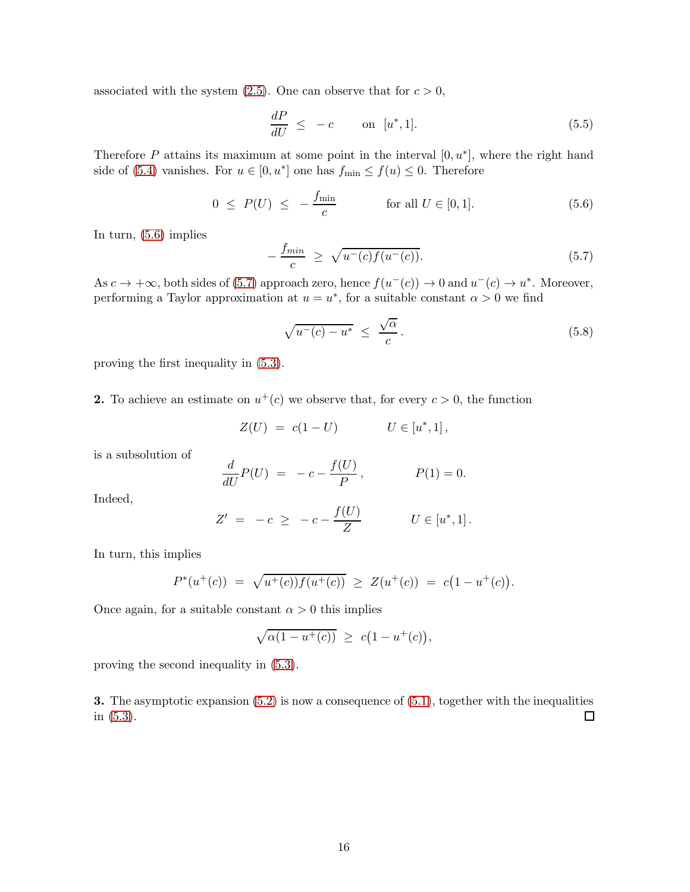associated with the system (2.5). One can observe that for $c > 0$,

$$\frac{dP}{dU} \;\leq\; -c \qquad \text{on } \; [u^*, 1]. \tag{5.5}$$

Therefore $P$ attains its maximum at some point in the interval $[0, u^*]$, where the right hand side of (5.4) vanishes. For $u \in [0, u^*]$ one has $f_{\min} \leq f(u) \leq 0$. Therefore

$$0 \;\leq\; P(U) \;\leq\; -\frac{f_{\min}}{c} \qquad\qquad \text{for all } U \in [0,1]. \tag{5.6}$$

In turn, (5.6) implies

$$-\frac{f_{min}}{c} \;\geq\; \sqrt{u^-(c) f(u^-(c))}. \tag{5.7}$$

As $c \to +\infty$, both sides of (5.7) approach zero, hence $f(u^-(c)) \to 0$ and $u^-(c) \to u^*$. Moreover, performing a Taylor approximation at $u = u^*$, for a suitable constant $\alpha > 0$ we find

$$\sqrt{u^-(c) - u^*} \;\leq\; \frac{\sqrt{\alpha}}{c}. \tag{5.8}$$

proving the first inequality in (5.3).

**2.** To achieve an estimate on $u^+(c)$ we observe that, for every $c > 0$, the function

$$Z(U) \;=\; c(1-U) \qquad\qquad U \in [u^*, 1]\,,$$

is a subsolution of

$$\frac{d}{dU} P(U) \;=\; -c - \frac{f(U)}{P}\,, \qquad\qquad P(1) = 0.$$

Indeed,

$$Z' \;=\; -c \;\geq\; -c - \frac{f(U)}{Z} \qquad\qquad U \in [u^*, 1]\,.$$

In turn, this implies

$$P^*(u^+(c)) \;=\; \sqrt{u^+(c)) f(u^+(c))} \;\geq\; Z(u^+(c)) \;=\; c\big(1 - u^+(c)\big).$$

Once again, for a suitable constant $\alpha > 0$ this implies

$$\sqrt{\alpha(1 - u^+(c))} \;\geq\; c\big(1 - u^+(c)\big),$$

proving the second inequality in (5.3).

**3.** The asymptotic expansion (5.2) is now a consequence of (5.1), together with the inequalities in (5.3). □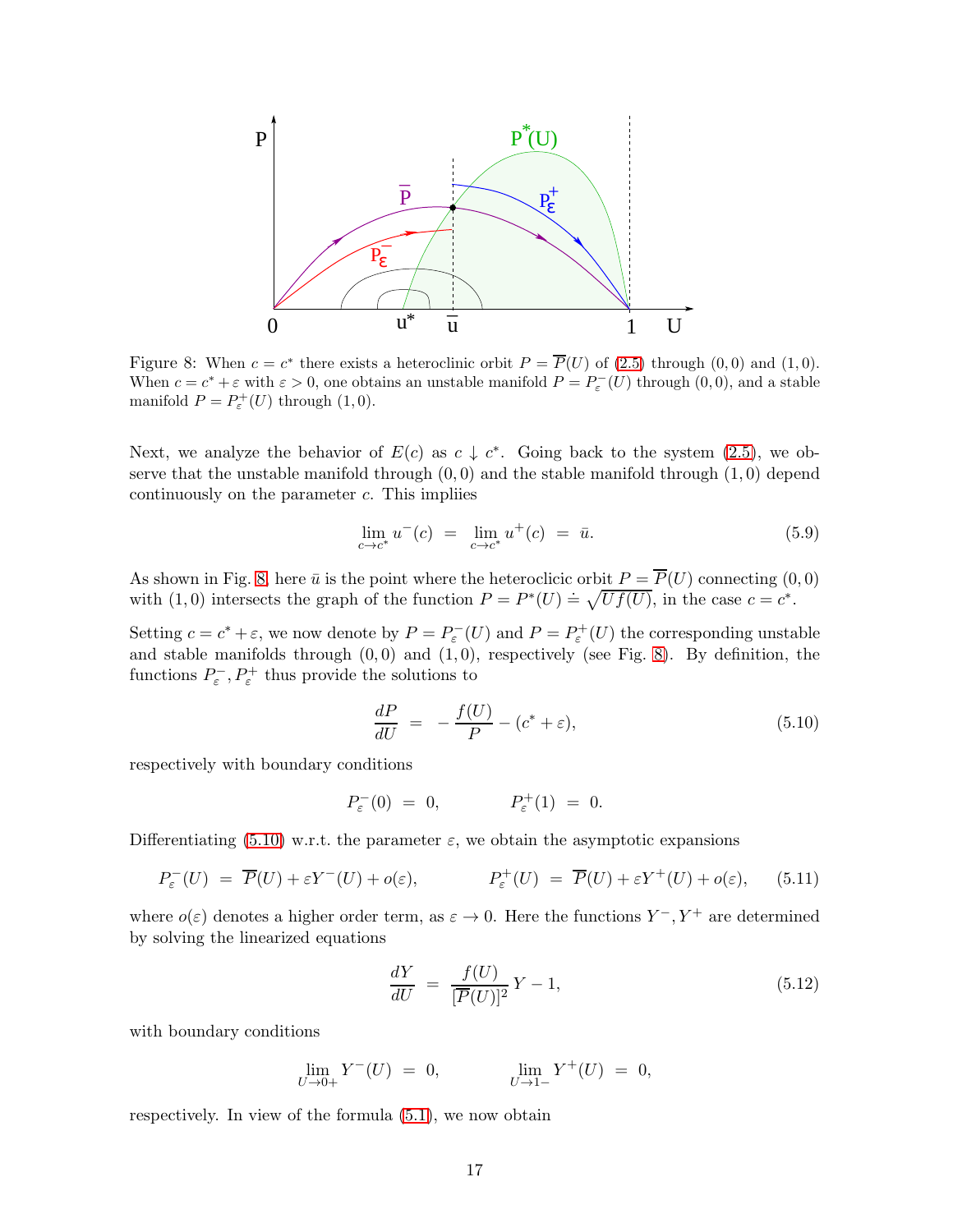Figure 8: When $c = c^*$ there exists a heteroclinic orbit $P = \overline{P}(U)$ of (2.5) through $(0,0)$ and $(1,0)$. When $c = c^* + \varepsilon$ with $\varepsilon > 0$, one obtains an unstable manifold $P = P^-_\varepsilon(U)$ through $(0,0)$, and a stable manifold $P = P^+_\varepsilon(U)$ through $(1,0)$.

Next, we analyze the behavior of $E(c)$ as $c \downarrow c^*$. Going back to the system (2.5), we observe that the unstable manifold through $(0,0)$ and the stable manifold through $(1,0)$ depend continuously on the parameter $c$. This impliies

$$\lim_{c\to c^*} u^-(c) \;=\; \lim_{c\to c^*} u^+(c) \;=\; \bar{u}. \tag{5.9}$$

As shown in Fig. 8, here $\bar{u}$ is the point where the heteroclicic orbit $P = \overline{P}(U)$ connecting $(0,0)$ with $(1,0)$ intersects the graph of the function $P = P^*(U) \doteq \sqrt{Uf(U)}$, in the case $c = c^*$.

Setting $c = c^* + \varepsilon$, we now denote by $P = P^-_\varepsilon(U)$ and $P = P^+_\varepsilon(U)$ the corresponding unstable and stable manifolds through $(0,0)$ and $(1,0)$, respectively (see Fig. 8). By definition, the functions $P^-_\varepsilon, P^+_\varepsilon$ thus provide the solutions to

$$\frac{dP}{dU} \;=\; -\frac{f(U)}{P} - (c^* + \varepsilon), \tag{5.10}$$

respectively with boundary conditions

$$P^-_\varepsilon(0) \;=\; 0, \qquad\qquad P^+_\varepsilon(1) \;=\; 0.$$

Differentiating (5.10) w.r.t. the parameter $\varepsilon$, we obtain the asymptotic expansions

$$P^-_\varepsilon(U) \;=\; \overline{P}(U) + \varepsilon Y^-(U) + o(\varepsilon), \qquad\qquad P^+_\varepsilon(U) \;=\; \overline{P}(U) + \varepsilon Y^+(U) + o(\varepsilon), \tag{5.11}$$

where $o(\varepsilon)$ denotes a higher order term, as $\varepsilon \to 0$. Here the functions $Y^-, Y^+$ are determined by solving the linearized equations

$$\frac{dY}{dU} \;=\; \frac{f(U)}{[\overline{P}(U)]^2}\, Y - 1, \tag{5.12}$$

with boundary conditions

$$\lim_{U\to 0+} Y^-(U) \;=\; 0, \qquad\qquad \lim_{U\to 1-} Y^+(U) \;=\; 0,$$

respectively. In view of the formula (5.1), we now obtain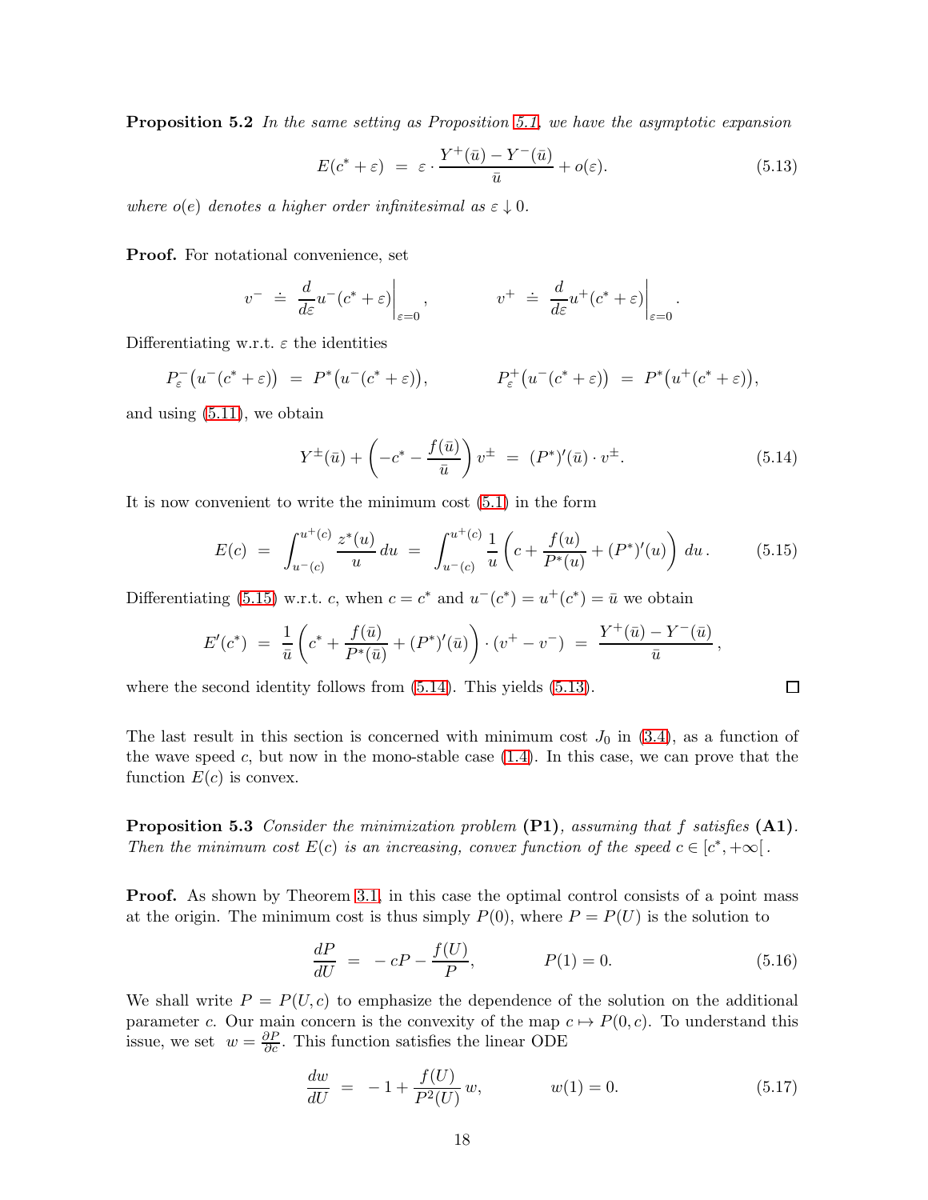**Proposition 5.2** *In the same setting as Proposition 5.1, we have the asymptotic expansion*

$$E(c^* + \varepsilon) \;=\; \varepsilon \cdot \frac{Y^+(\bar u) - Y^-(\bar u)}{\bar u} + o(\varepsilon). \tag{5.13}$$

*where $o(e)$ denotes a higher order infinitesimal as $\varepsilon \downarrow 0$.*

**Proof.** For notational convenience, set

$$v^- \;\doteq\; \frac{d}{d\varepsilon} u^-(c^* + \varepsilon)\bigg|_{\varepsilon=0}, \qquad\qquad v^+ \;\doteq\; \frac{d}{d\varepsilon} u^+(c^* + \varepsilon)\bigg|_{\varepsilon=0}.$$

Differentiating w.r.t. $\varepsilon$ the identities

$$P^-_\varepsilon\big(u^-(c^*+\varepsilon)\big) \;=\; P^*\big(u^-(c^*+\varepsilon)\big), \qquad\qquad P^+_\varepsilon\big(u^-(c^*+\varepsilon)\big) \;=\; P^*\big(u^+(c^*+\varepsilon)\big),$$

and using (5.11), we obtain

$$Y^\pm(\bar u) + \left(-c^* - \frac{f(\bar u)}{\bar u}\right) v^\pm \;=\; (P^*)'(\bar u) \cdot v^\pm. \tag{5.14}$$

It is now convenient to write the minimum cost (5.1) in the form

$$E(c) \;=\; \int_{u^-(c)}^{u^+(c)} \frac{z^*(u)}{u}\, du \;=\; \int_{u^-(c)}^{u^+(c)} \frac{1}{u}\left(c + \frac{f(u)}{P^*(u)} + (P^*)'(u)\right) du\,. \tag{5.15}$$

Differentiating (5.15) w.r.t. $c$, when $c = c^*$ and $u^-(c^*) = u^+(c^*) = \bar u$ we obtain

$$E'(c^*) \;=\; \frac{1}{\bar u}\left(c^* + \frac{f(\bar u)}{P^*(\bar u)} + (P^*)'(\bar u)\right) \cdot (v^+ - v^-) \;=\; \frac{Y^+(\bar u) - Y^-(\bar u)}{\bar u}\,,$$

where the second identity follows from (5.14). This yields (5.13). □

The last result in this section is concerned with minimum cost $J_0$ in (3.4), as a function of the wave speed $c$, but now in the mono-stable case (1.4). In this case, we can prove that the function $E(c)$ is convex.

**Proposition 5.3** *Consider the minimization problem* **(P1)***, assuming that $f$ satisfies* **(A1)***. Then the minimum cost $E(c)$ is an increasing, convex function of the speed $c \in [c^*, +\infty[$.*

**Proof.** As shown by Theorem 3.1, in this case the optimal control consists of a point mass at the origin. The minimum cost is thus simply $P(0)$, where $P = P(U)$ is the solution to

$$\frac{dP}{dU} \;=\; -\,cP - \frac{f(U)}{P}, \qquad\qquad P(1) = 0. \tag{5.16}$$

We shall write $P = P(U, c)$ to emphasize the dependence of the solution on the additional parameter $c$. Our main concern is the convexity of the map $c \mapsto P(0, c)$. To understand this issue, we set $w = \frac{\partial P}{\partial c}$. This function satisfies the linear ODE

$$\frac{dw}{dU} \;=\; -1 + \frac{f(U)}{P^2(U)}\, w, \qquad\qquad w(1) = 0. \tag{5.17}$$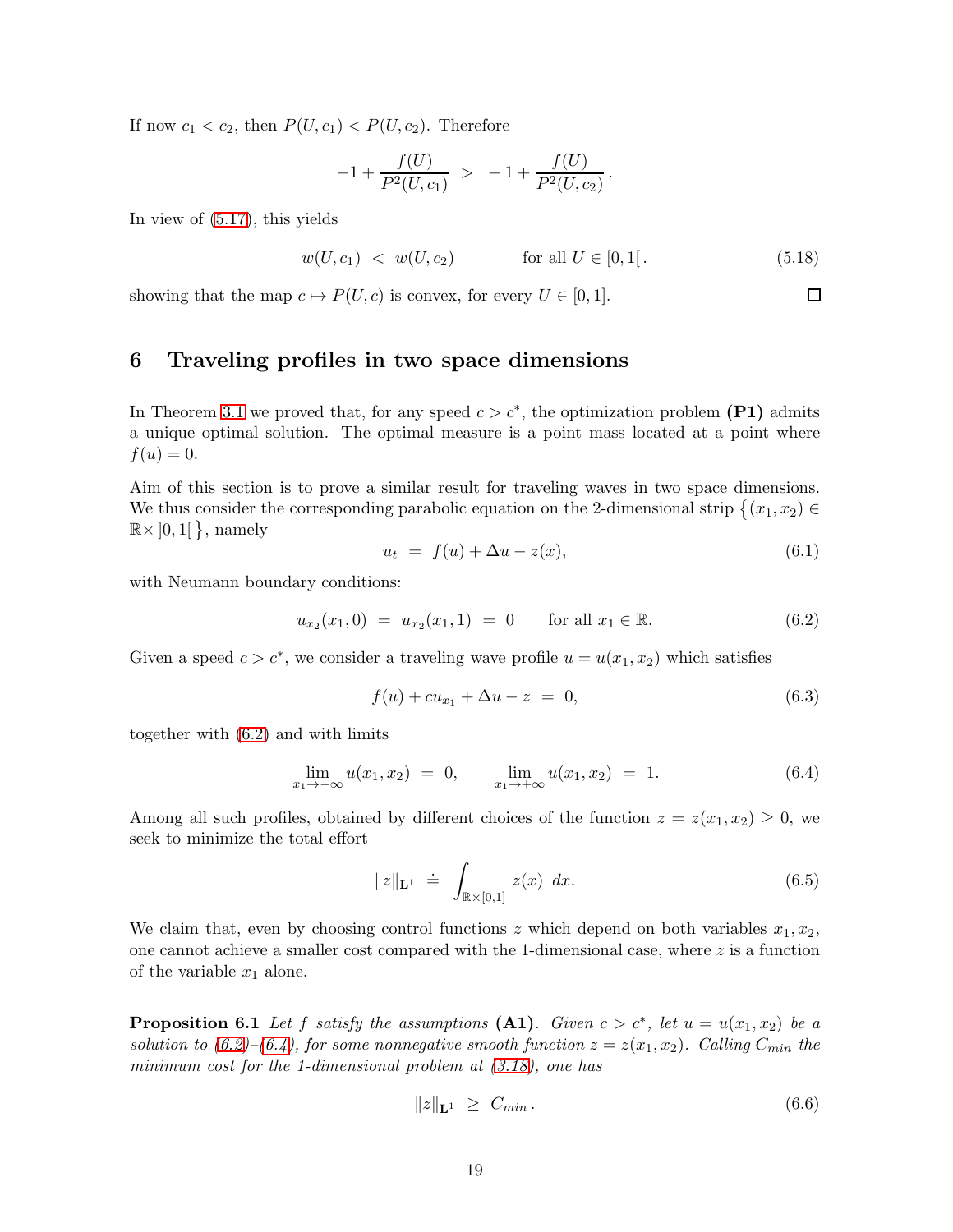If now $c_1 < c_2$, then $P(U, c_1) < P(U, c_2)$. Therefore

$$-1 + \frac{f(U)}{P^2(U,c_1)} \;>\; -1 + \frac{f(U)}{P^2(U,c_2)}\,.$$

In view of (5.17), this yields

$$w(U,c_1) \;<\; w(U,c_2) \qquad\qquad \text{for all } U \in [0,1[\,. \tag{5.18}$$

showing that the map $c \mapsto P(U,c)$ is convex, for every $U \in [0,1]$. □

## 6 Traveling profiles in two space dimensions

In Theorem 3.1 we proved that, for any speed $c > c^*$, the optimization problem **(P1)** admits a unique optimal solution. The optimal measure is a point mass located at a point where $f(u) = 0$.

Aim of this section is to prove a similar result for traveling waves in two space dimensions. We thus consider the corresponding parabolic equation on the 2-dimensional strip $\big\{(x_1,x_2) \in \mathbb{R}\times\,]0,1[\,\big\}$, namely

$$u_t \;=\; f(u) + \Delta u - z(x), \tag{6.1}$$

with Neumann boundary conditions:

$$u_{x_2}(x_1, 0) \;=\; u_{x_2}(x_1,1) \;=\; 0 \qquad \text{for all } x_1 \in \mathbb{R}. \tag{6.2}$$

Given a speed $c > c^*$, we consider a traveling wave profile $u = u(x_1, x_2)$ which satisfies

$$f(u) + c u_{x_1} + \Delta u - z \;=\; 0, \tag{6.3}$$

together with (6.2) and with limits

$$\lim_{x_1\to-\infty} u(x_1,x_2) \;=\; 0, \qquad \lim_{x_1\to+\infty} u(x_1,x_2) \;=\; 1. \tag{6.4}$$

Among all such profiles, obtained by different choices of the function $z = z(x_1,x_2) \geq 0$, we seek to minimize the total effort

$$\|z\|_{\mathbf{L}^1} \;\doteq\; \int_{\mathbb{R}\times[0,1]} \big|z(x)\big|\, dx. \tag{6.5}$$

We claim that, even by choosing control functions $z$ which depend on both variables $x_1, x_2$, one cannot achieve a smaller cost compared with the 1-dimensional case, where $z$ is a function of the variable $x_1$ alone.

**Proposition 6.1** *Let $f$ satisfy the assumptions* **(A1)**. *Given $c > c^*$, let $u = u(x_1,x_2)$ be a solution to (6.2)–(6.4), for some nonnegative smooth function $z = z(x_1,x_2)$. Calling $C_{min}$ the minimum cost for the 1-dimensional problem at (3.18), one has*

$$\|z\|_{\mathbf{L}^1} \;\geq\; C_{min}\,. \tag{6.6}$$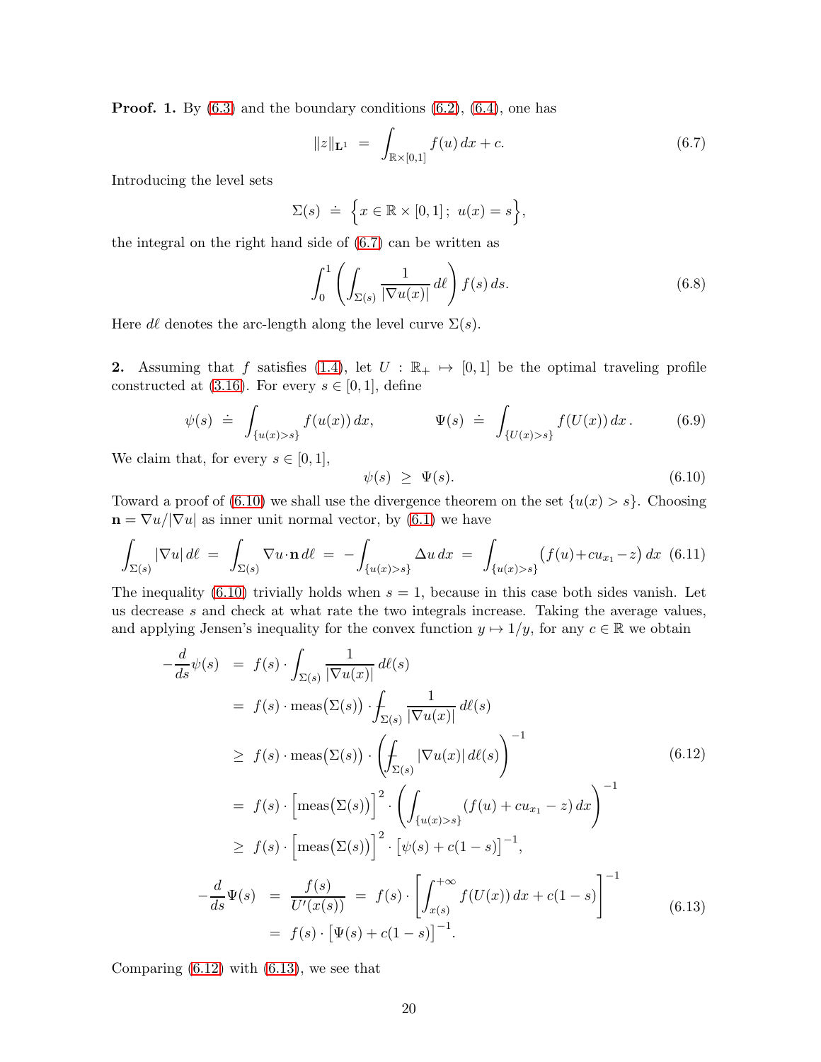**Proof. 1.** By (6.3) and the boundary conditions (6.2), (6.4), one has

$$\|z\|_{\mathbf{L}^1} \;=\; \int_{\mathbb{R}\times[0,1]} f(u)\,dx + c. \tag{6.7}$$

Introducing the level sets

$$\Sigma(s) \;\doteq\; \Big\{x\in\mathbb{R}\times[0,1]\,;~u(x)=s\Big\},$$

the integral on the right hand side of (6.7) can be written as

$$\int_0^1\left(\int_{\Sigma(s)}\frac{1}{|\nabla u(x)|}\,d\ell\right)f(s)\,ds. \tag{6.8}$$

Here $d\ell$ denotes the arc-length along the level curve $\Sigma(s)$.

**2.** Assuming that $f$ satisfies (1.4), let $U:\mathbb{R}_+\mapsto[0,1]$ be the optimal traveling profile constructed at (3.16). For every $s\in[0,1]$, define

$$\psi(s) \;\doteq\; \int_{\{u(x)>s\}} f(u(x))\,dx, \qquad\qquad \Psi(s) \;\doteq\; \int_{\{U(x)>s\}} f(U(x))\,dx\,. \tag{6.9}$$

We claim that, for every $s\in[0,1]$,

$$\psi(s) \;\geq\; \Psi(s). \tag{6.10}$$

Toward a proof of (6.10) we shall use the divergence theorem on the set $\{u(x)>s\}$. Choosing $\mathbf{n}=\nabla u/|\nabla u|$ as inner unit normal vector, by (6.1) we have

$$\int_{\Sigma(s)}|\nabla u|\,d\ell \;=\; \int_{\Sigma(s)}\nabla u\cdot\mathbf{n}\,d\ell \;=\; -\int_{\{u(x)>s\}}\Delta u\,dx \;=\; \int_{\{u(x)>s\}}\big(f(u)+cu_{x_1}-z\big)\,dx \tag{6.11}$$

The inequality (6.10) trivially holds when $s=1$, because in this case both sides vanish. Let us decrease $s$ and check at what rate the two integrals increase. Taking the average values, and applying Jensen's inequality for the convex function $y\mapsto 1/y$, for any $c\in\mathbb{R}$ we obtain

$$\begin{aligned}
-\frac{d}{ds}\psi(s) \;&=\; f(s)\cdot\int_{\Sigma(s)}\frac{1}{|\nabla u(x)|}\,d\ell(s)\\
&=\; f(s)\cdot \mathrm{meas}\big(\Sigma(s)\big)\cdot ⨍_{\Sigma(s)}\frac{1}{|\nabla u(x)|}\,d\ell(s)\\
&\geq\; f(s)\cdot \mathrm{meas}\big(\Sigma(s)\big)\cdot\left(⨍_{\Sigma(s)}|\nabla u(x)|\,d\ell(s)\right)^{-1}\\
&=\; f(s)\cdot\Big[\mathrm{meas}\big(\Sigma(s)\big)\Big]^2\cdot\left(\int_{\{u(x)>s\}}(f(u)+cu_{x_1}-z)\,dx\right)^{-1}\\
&\geq\; f(s)\cdot\Big[\mathrm{meas}\big(\Sigma(s)\big)\Big]^2\cdot\big[\psi(s)+c(1-s)\big]^{-1},
\end{aligned} \tag{6.12}$$

$$\begin{aligned}
-\frac{d}{ds}\Psi(s) \;&=\; \frac{f(s)}{U'(x(s))} \;=\; f(s)\cdot\left[\int_{x(s)}^{+\infty}f(U(x))\,dx+c(1-s)\right]^{-1}\\
&=\; f(s)\cdot\big[\Psi(s)+c(1-s)\big]^{-1}.
\end{aligned} \tag{6.13}$$

Comparing (6.12) with (6.13), we see that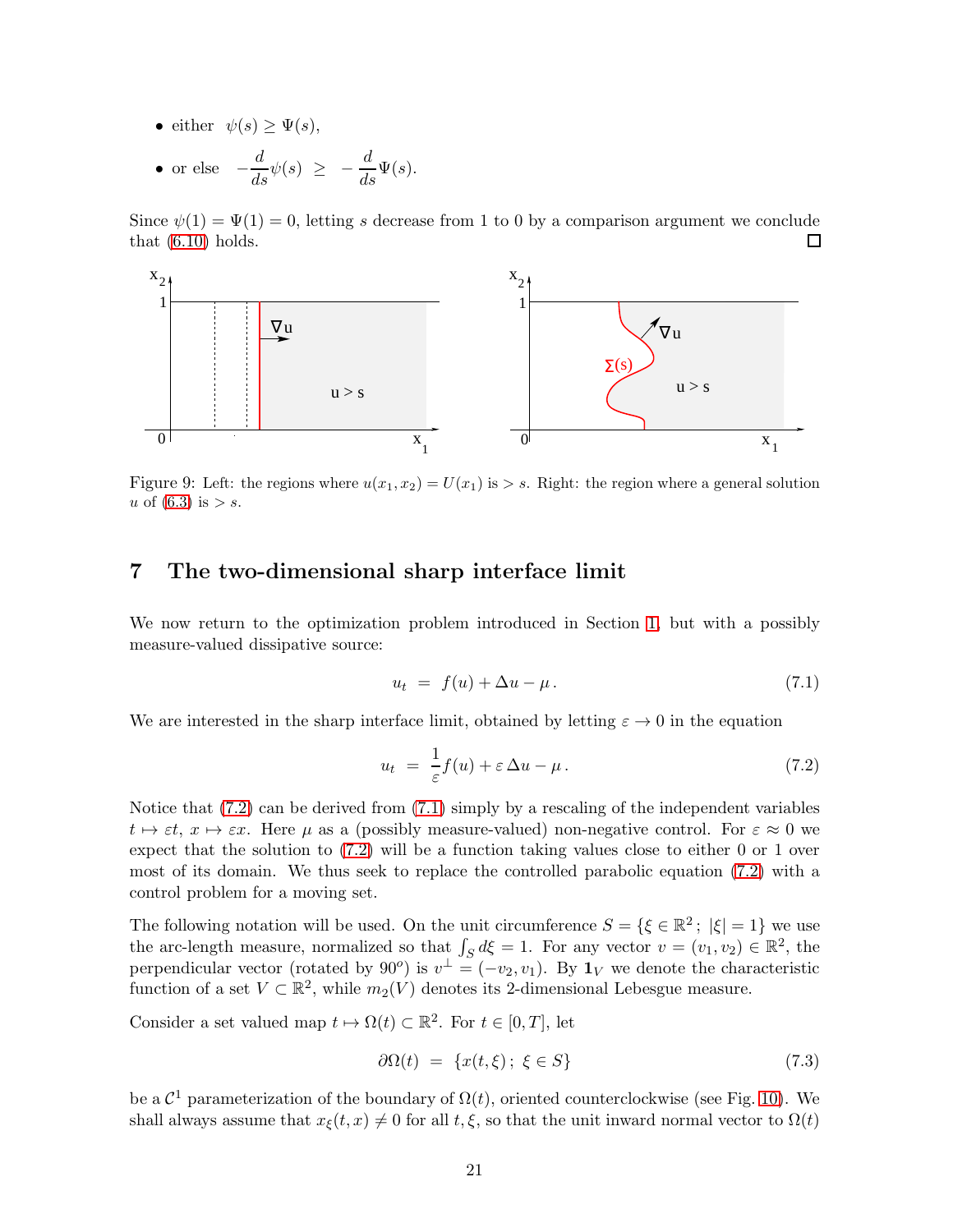- either $\psi(s) \geq \Psi(s)$,
- or else $-\frac{d}{ds}\psi(s) \geq -\frac{d}{ds}\Psi(s)$.

Since $\psi(1) = \Psi(1) = 0$, letting $s$ decrease from 1 to 0 by a comparison argument we conclude that (6.10) holds. □

Figure 9: Left: the regions where $u(x_1, x_2) = U(x_1)$ is $> s$. Right: the region where a general solution $u$ of (6.3) is $> s$.

## 7 The two-dimensional sharp interface limit

We now return to the optimization problem introduced in Section 1, but with a possibly measure-valued dissipative source:

$$u_t = f(u) + \Delta u - \mu. \tag{7.1}$$

We are interested in the sharp interface limit, obtained by letting $\varepsilon \to 0$ in the equation

$$u_t = \frac{1}{\varepsilon} f(u) + \varepsilon \Delta u - \mu. \tag{7.2}$$

Notice that (7.2) can be derived from (7.1) simply by a rescaling of the independent variables $t \mapsto \varepsilon t$, $x \mapsto \varepsilon x$. Here $\mu$ as a (possibly measure-valued) non-negative control. For $\varepsilon \approx 0$ we expect that the solution to (7.2) will be a function taking values close to either 0 or 1 over most of its domain. We thus seek to replace the controlled parabolic equation (7.2) with a control problem for a moving set.

The following notation will be used. On the unit circumference $S = \{\xi \in \mathbb{R}^2 ; \ |\xi| = 1\}$ we use the arc-length measure, normalized so that $\int_S d\xi = 1$. For any vector $v = (v_1, v_2) \in \mathbb{R}^2$, the perpendicular vector (rotated by $90^o$) is $v^\perp = (-v_2, v_1)$. By $\mathbf{1}_V$ we denote the characteristic function of a set $V \subset \mathbb{R}^2$, while $m_2(V)$ denotes its 2-dimensional Lebesgue measure.

Consider a set valued map $t \mapsto \Omega(t) \subset \mathbb{R}^2$. For $t \in [0, T]$, let

$$\partial\Omega(t) = \{x(t, \xi) ; \ \xi \in S\} \tag{7.3}$$

be a $\mathcal{C}^1$ parameterization of the boundary of $\Omega(t)$, oriented counterclockwise (see Fig. 10). We shall always assume that $x_\xi(t, x) \neq 0$ for all $t, \xi$, so that the unit inward normal vector to $\Omega(t)$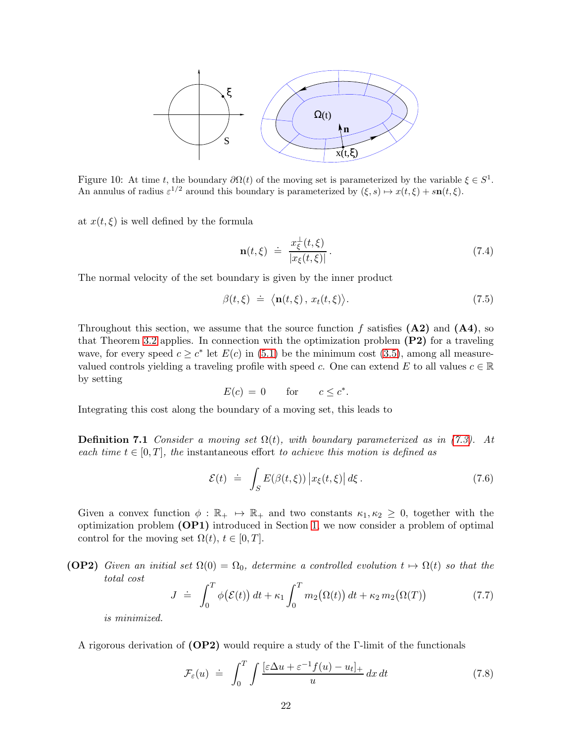Figure 10: At time $t$, the boundary $\partial\Omega(t)$ of the moving set is parameterized by the variable $\xi \in S^1$. An annulus of radius $\varepsilon^{1/2}$ around this boundary is parameterized by $(\xi, s) \mapsto x(t,\xi) + s\mathbf{n}(t,\xi)$.

at $x(t,\xi)$ is well defined by the formula

$$\mathbf{n}(t,\xi) \doteq \frac{x_\xi^\perp(t,\xi)}{|x_\xi(t,\xi)|}. \tag{7.4}$$

The normal velocity of the set boundary is given by the inner product

$$\beta(t,\xi) \doteq \big\langle \mathbf{n}(t,\xi)\,,\, x_t(t,\xi)\big\rangle. \tag{7.5}$$

Throughout this section, we assume that the source function $f$ satisfies **(A2)** and **(A4)**, so that Theorem 3.2 applies. In connection with the optimization problem **(P2)** for a traveling wave, for every speed $c \geq c^*$ let $E(c)$ in (5.1) be the minimum cost (3.5), among all measure-valued controls yielding a traveling profile with speed $c$. One can extend $E$ to all values $c \in \mathbb{R}$ by setting

$$E(c) = 0 \qquad \text{for} \qquad c \leq c^*.$$

Integrating this cost along the boundary of a moving set, this leads to

**Definition 7.1** *Consider a moving set $\Omega(t)$, with boundary parameterized as in (7.3). At each time $t \in [0,T]$, the* instantaneous effort *to achieve this motion is defined as*

$$\mathcal{E}(t) \doteq \int_S E(\beta(t,\xi))\,\big|x_\xi(t,\xi)\big|\,d\xi\,. \tag{7.6}$$

Given a convex function $\phi : \mathbb{R}_+ \mapsto \mathbb{R}_+$ and two constants $\kappa_1, \kappa_2 \geq 0$, together with the optimization problem **(OP1)** introduced in Section 1, we now consider a problem of optimal control for the moving set $\Omega(t)$, $t \in [0,T]$.

**(OP2)** *Given an initial set $\Omega(0) = \Omega_0$, determine a controlled evolution $t \mapsto \Omega(t)$ so that the total cost*

$$J \doteq \int_0^T \phi\big(\mathcal{E}(t)\big)\,dt + \kappa_1 \int_0^T m_2\big(\Omega(t)\big)\,dt + \kappa_2\, m_2\big(\Omega(T)\big) \tag{7.7}$$

*is minimized.*

A rigorous derivation of **(OP2)** would require a study of the $\Gamma$-limit of the functionals

$$\mathcal{F}_\varepsilon(u) \doteq \int_0^T \int \frac{[\varepsilon\Delta u + \varepsilon^{-1} f(u) - u_t]_+}{u}\,dx\,dt \tag{7.8}$$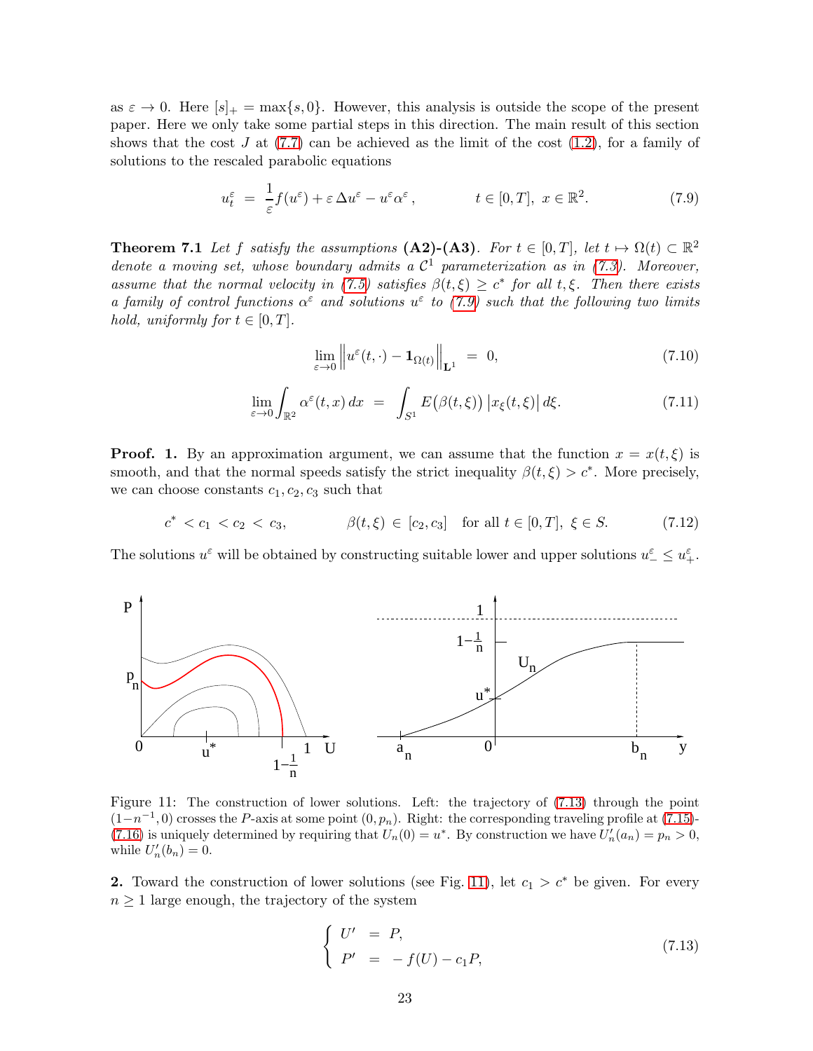as $\varepsilon \to 0$. Here $[s]_+ = \max\{s, 0\}$. However, this analysis is outside the scope of the present paper. Here we only take some partial steps in this direction. The main result of this section shows that the cost $J$ at (7.7) can be achieved as the limit of the cost (1.2), for a family of solutions to the rescaled parabolic equations

$$u_t^\varepsilon \;=\; \frac{1}{\varepsilon} f(u^\varepsilon) + \varepsilon\, \Delta u^\varepsilon - u^\varepsilon \alpha^\varepsilon\,, \qquad\qquad t \in [0,T],\; x \in \mathbb{R}^2. \tag{7.9}$$

**Theorem 7.1** *Let $f$ satisfy the assumptions* **(A2)-(A3)***. For $t \in [0,T]$, let $t \mapsto \Omega(t) \subset \mathbb{R}^2$ denote a moving set, whose boundary admits a $\mathcal{C}^1$ parameterization as in (7.3). Moreover, assume that the normal velocity in (7.5) satisfies $\beta(t,\xi) \geq c^*$ for all $t, \xi$. Then there exists a family of control functions $\alpha^\varepsilon$ and solutions $u^\varepsilon$ to (7.9) such that the following two limits hold, uniformly for $t \in [0,T]$.*

$$\lim_{\varepsilon \to 0} \Big\| u^\varepsilon(t,\cdot) - \mathbf{1}_{\Omega(t)} \Big\|_{\mathbf{L}^1} \;=\; 0, \tag{7.10}$$

$$\lim_{\varepsilon \to 0} \int_{\mathbb{R}^2} \alpha^\varepsilon(t,x)\, dx \;=\; \int_{S^1} E\big(\beta(t,\xi)\big)\, \big|x_\xi(t,\xi)\big|\, d\xi. \tag{7.11}$$

**Proof. 1.** By an approximation argument, we can assume that the function $x = x(t,\xi)$ is smooth, and that the normal speeds satisfy the strict inequality $\beta(t,\xi) > c^*$. More precisely, we can choose constants $c_1, c_2, c_3$ such that

$$c^* < c_1 < c_2 < c_3, \qquad\qquad \beta(t,\xi) \in [c_2, c_3] \quad \text{for all } t \in [0,T],\; \xi \in S. \tag{7.12}$$

The solutions $u^\varepsilon$ will be obtained by constructing suitable lower and upper solutions $u_-^\varepsilon \leq u_+^\varepsilon$.

Figure 11: The construction of lower solutions. Left: the trajectory of (7.13) through the point $(1-n^{-1}, 0)$ crosses the $P$-axis at some point $(0, p_n)$. Right: the corresponding traveling profile at (7.15)-(7.16) is uniquely determined by requiring that $U_n(0) = u^*$. By construction we have $U_n'(a_n) = p_n > 0$, while $U_n'(b_n) = 0$.

**2.** Toward the construction of lower solutions (see Fig. 11), let $c_1 > c^*$ be given. For every $n \geq 1$ large enough, the trajectory of the system

$$\left\{ \begin{array}{rcl} U' &=& P, \\ P' &=& -f(U) - c_1 P, \end{array} \right. \tag{7.13}$$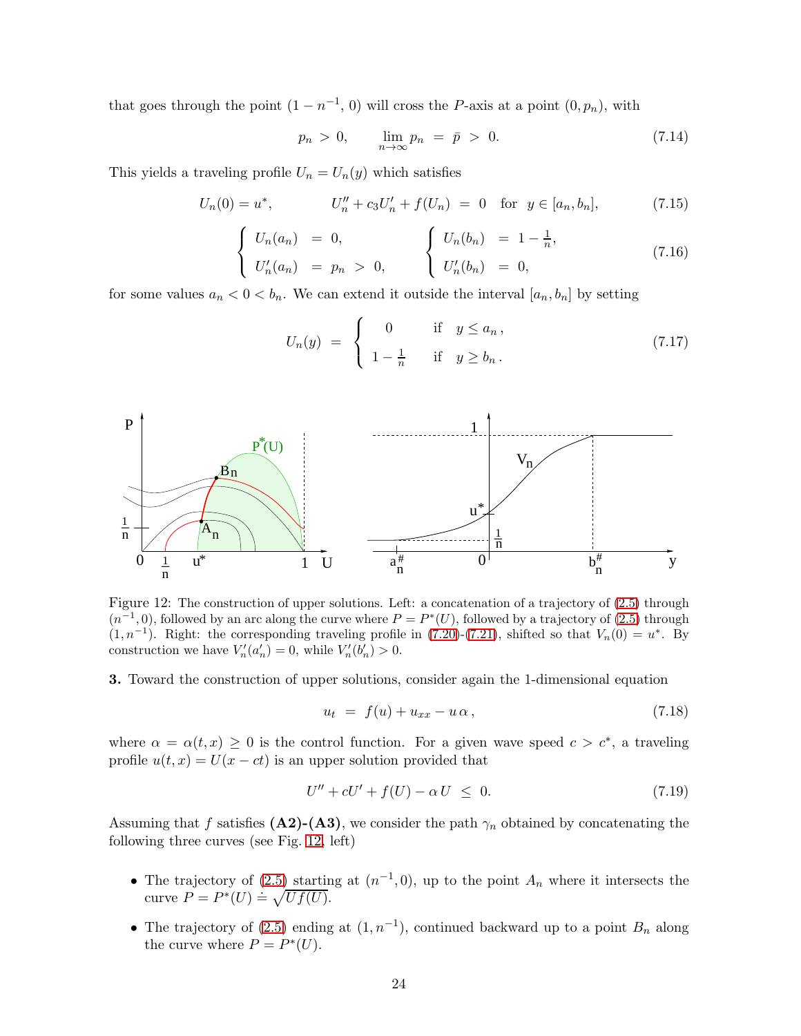that goes through the point $(1 - n^{-1}, 0)$ will cross the $P$-axis at a point $(0, p_n)$, with

$$p_n > 0, \qquad \lim_{n\to\infty} p_n = \bar{p} > 0. \tag{7.14}$$

This yields a traveling profile $U_n = U_n(y)$ which satisfies

$$U_n(0) = u^*, \qquad U_n'' + c_3 U_n' + f(U_n) = 0 \quad \text{for} \ \ y \in [a_n, b_n], \tag{7.15}$$

$$\begin{cases} U_n(a_n) = 0, \\ U_n'(a_n) = p_n > 0, \end{cases} \qquad \begin{cases} U_n(b_n) = 1 - \frac{1}{n}, \\ U_n'(b_n) = 0, \end{cases} \tag{7.16}$$

for some values $a_n < 0 < b_n$. We can extend it outside the interval $[a_n, b_n]$ by setting

$$U_n(y) = \begin{cases} 0 & \text{if} \quad y \le a_n\,, \\ 1 - \frac{1}{n} & \text{if} \quad y \ge b_n\,. \end{cases} \tag{7.17}$$

Figure 12: The construction of upper solutions. Left: a concatenation of a trajectory of (2.5) through $(n^{-1}, 0)$, followed by an arc along the curve where $P = P^*(U)$, followed by a trajectory of (2.5) through $(1, n^{-1})$. Right: the corresponding traveling profile in (7.20)-(7.21), shifted so that $V_n(0) = u^*$. By construction we have $V_n'(a_n') = 0$, while $V_n'(b_n') > 0$.

**3.** Toward the construction of upper solutions, consider again the 1-dimensional equation

$$u_t = f(u) + u_{xx} - u\,\alpha\,, \tag{7.18}$$

where $\alpha = \alpha(t, x) \ge 0$ is the control function. For a given wave speed $c > c^*$, a traveling profile $u(t, x) = U(x - ct)$ is an upper solution provided that

$$U'' + cU' + f(U) - \alpha\, U \le 0. \tag{7.19}$$

Assuming that $f$ satisfies **(A2)-(A3)**, we consider the path $\gamma_n$ obtained by concatenating the following three curves (see Fig. 12, left)

- The trajectory of (2.5) starting at $(n^{-1}, 0)$, up to the point $A_n$ where it intersects the curve $P = P^*(U) \doteq \sqrt{Uf(U)}$.
- The trajectory of (2.5) ending at $(1, n^{-1})$, continued backward up to a point $B_n$ along the curve where $P = P^*(U)$.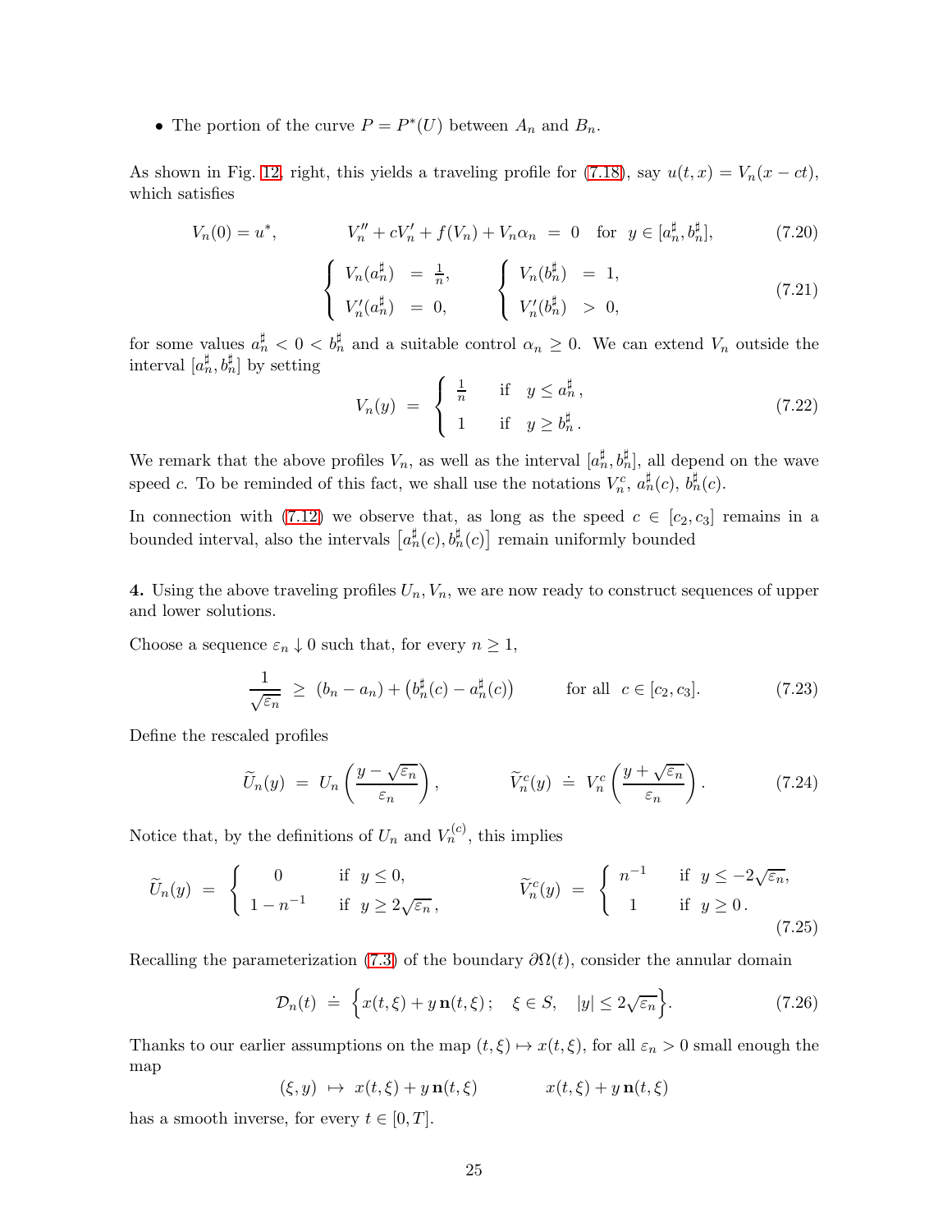- The portion of the curve $P = P^*(U)$ between $A_n$ and $B_n$.

As shown in Fig. 12, right, this yields a traveling profile for (7.18), say $u(t,x) = V_n(x-ct)$, which satisfies

$$V_n(0) = u^*, \qquad V_n'' + cV_n' + f(V_n) + V_n\alpha_n \;=\; 0 \quad \text{for} \quad y \in [a_n^\sharp, b_n^\sharp], \tag{7.20}$$

$$\begin{cases} V_n(a_n^\sharp) &= \frac{1}{n}, \\ V_n'(a_n^\sharp) &= 0, \end{cases} \qquad \begin{cases} V_n(b_n^\sharp) &= 1, \\ V_n'(b_n^\sharp) &> 0, \end{cases} \tag{7.21}$$

for some values $a_n^\sharp < 0 < b_n^\sharp$ and a suitable control $\alpha_n \geq 0$. We can extend $V_n$ outside the interval $[a_n^\sharp, b_n^\sharp]$ by setting

$$V_n(y) \;=\; \begin{cases} \frac{1}{n} & \text{if} \quad y \leq a_n^\sharp\,, \\[2mm] 1 & \text{if} \quad y \geq b_n^\sharp\,. \end{cases} \tag{7.22}$$

We remark that the above profiles $V_n$, as well as the interval $[a_n^\sharp, b_n^\sharp]$, all depend on the wave speed $c$. To be reminded of this fact, we shall use the notations $V_n^c$, $a_n^\sharp(c)$, $b_n^\sharp(c)$.

In connection with (7.12) we observe that, as long as the speed $c \in [c_2, c_3]$ remains in a bounded interval, also the intervals $\big[a_n^\sharp(c), b_n^\sharp(c)\big]$ remain uniformly bounded

**4.** Using the above traveling profiles $U_n, V_n$, we are now ready to construct sequences of upper and lower solutions.

Choose a sequence $\varepsilon_n \downarrow 0$ such that, for every $n \geq 1$,

$$\frac{1}{\sqrt{\varepsilon_n}} \;\geq\; (b_n - a_n) + \big(b_n^\sharp(c) - a_n^\sharp(c)\big) \qquad \text{for all} \quad c \in [c_2, c_3]. \tag{7.23}$$

Define the rescaled profiles

$$\widetilde{U}_n(y) \;=\; U_n\left(\frac{y - \sqrt{\varepsilon_n}}{\varepsilon_n}\right), \qquad \widetilde{V}_n^c(y) \;\doteq\; V_n^c\left(\frac{y + \sqrt{\varepsilon_n}}{\varepsilon_n}\right). \tag{7.24}$$

Notice that, by the definitions of $U_n$ and $V_n^{(c)}$, this implies

$$\widetilde{U}_n(y) \;=\; \begin{cases} 0 & \text{if} \quad y \leq 0, \\ 1 - n^{-1} & \text{if} \quad y \geq 2\sqrt{\varepsilon_n}\,, \end{cases} \qquad \widetilde{V}_n^c(y) \;=\; \begin{cases} n^{-1} & \text{if} \quad y \leq -2\sqrt{\varepsilon_n}, \\ 1 & \text{if} \quad y \geq 0\,. \end{cases} \tag{7.25}$$

Recalling the parameterization (7.3) of the boundary $\partial\Omega(t)$, consider the annular domain

$$\mathcal{D}_n(t) \;\doteq\; \Big\{ x(t,\xi) + y\,\mathbf{n}(t,\xi)\,; \quad \xi \in S, \quad |y| \leq 2\sqrt{\varepsilon_n} \Big\}. \tag{7.26}$$

Thanks to our earlier assumptions on the map $(t,\xi) \mapsto x(t,\xi)$, for all $\varepsilon_n > 0$ small enough the map

$$(\xi, y) \;\mapsto\; x(t,\xi) + y\,\mathbf{n}(t,\xi) \qquad\qquad x(t,\xi) + y\,\mathbf{n}(t,\xi)$$

has a smooth inverse, for every $t \in [0,T]$.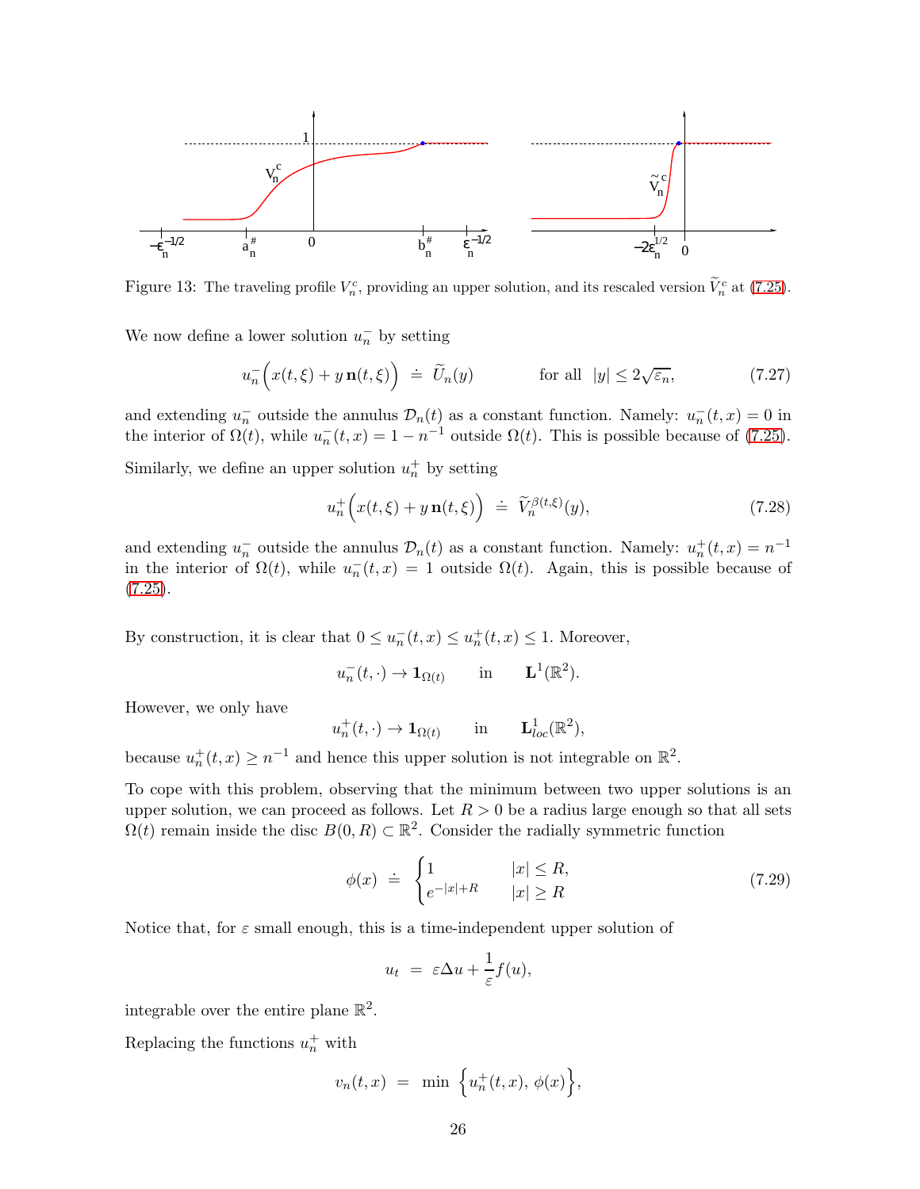Figure 13: The traveling profile $V_n^c$, providing an upper solution, and its rescaled version $\widetilde{V}_n^c$ at (7.25).

We now define a lower solution $u_n^-$ by setting

$$u_n^-\Big(x(t,\xi) + y\,\mathbf{n}(t,\xi)\Big) \;\doteq\; \widetilde{U}_n(y) \qquad\qquad \text{for all} \;\; |y| \leq 2\sqrt{\varepsilon_n}, \tag{7.27}$$

and extending $u_n^-$ outside the annulus $\mathcal{D}_n(t)$ as a constant function. Namely: $u_n^-(t,x) = 0$ in the interior of $\Omega(t)$, while $u_n^-(t,x) = 1 - n^{-1}$ outside $\Omega(t)$. This is possible because of (7.25).

Similarly, we define an upper solution $u_n^+$ by setting

$$u_n^+\Big(x(t,\xi) + y\,\mathbf{n}(t,\xi)\Big) \;\doteq\; \widetilde{V}_n^{\beta(t,\xi)}(y), \tag{7.28}$$

and extending $u_n^-$ outside the annulus $\mathcal{D}_n(t)$ as a constant function. Namely: $u_n^+(t,x) = n^{-1}$ in the interior of $\Omega(t)$, while $u_n^-(t,x) = 1$ outside $\Omega(t)$. Again, this is possible because of (7.25).

By construction, it is clear that $0 \leq u_n^-(t,x) \leq u_n^+(t,x) \leq 1$. Moreover,

$$u_n^-(t,\cdot) \to \mathbf{1}_{\Omega(t)} \qquad \text{in} \qquad \mathbf{L}^1(\mathbb{R}^2).$$

However, we only have

$$u_n^+(t,\cdot) \to \mathbf{1}_{\Omega(t)} \qquad \text{in} \qquad \mathbf{L}^1_{loc}(\mathbb{R}^2),$$

because $u_n^+(t,x) \geq n^{-1}$ and hence this upper solution is not integrable on $\mathbb{R}^2$.

To cope with this problem, observing that the minimum between two upper solutions is an upper solution, we can proceed as follows. Let $R > 0$ be a radius large enough so that all sets $\Omega(t)$ remain inside the disc $B(0,R) \subset \mathbb{R}^2$. Consider the radially symmetric function

$$\phi(x) \;\doteq\; \begin{cases} 1 & |x| \leq R, \\ e^{-|x|+R} & |x| \geq R \end{cases} \tag{7.29}$$

Notice that, for $\varepsilon$ small enough, this is a time-independent upper solution of

$$u_t \;=\; \varepsilon \Delta u + \frac{1}{\varepsilon} f(u),$$

integrable over the entire plane $\mathbb{R}^2$.

Replacing the functions $u_n^+$ with

$$v_n(t,x) \;=\; \min\,\Big\{u_n^+(t,x),\, \phi(x)\Big\},$$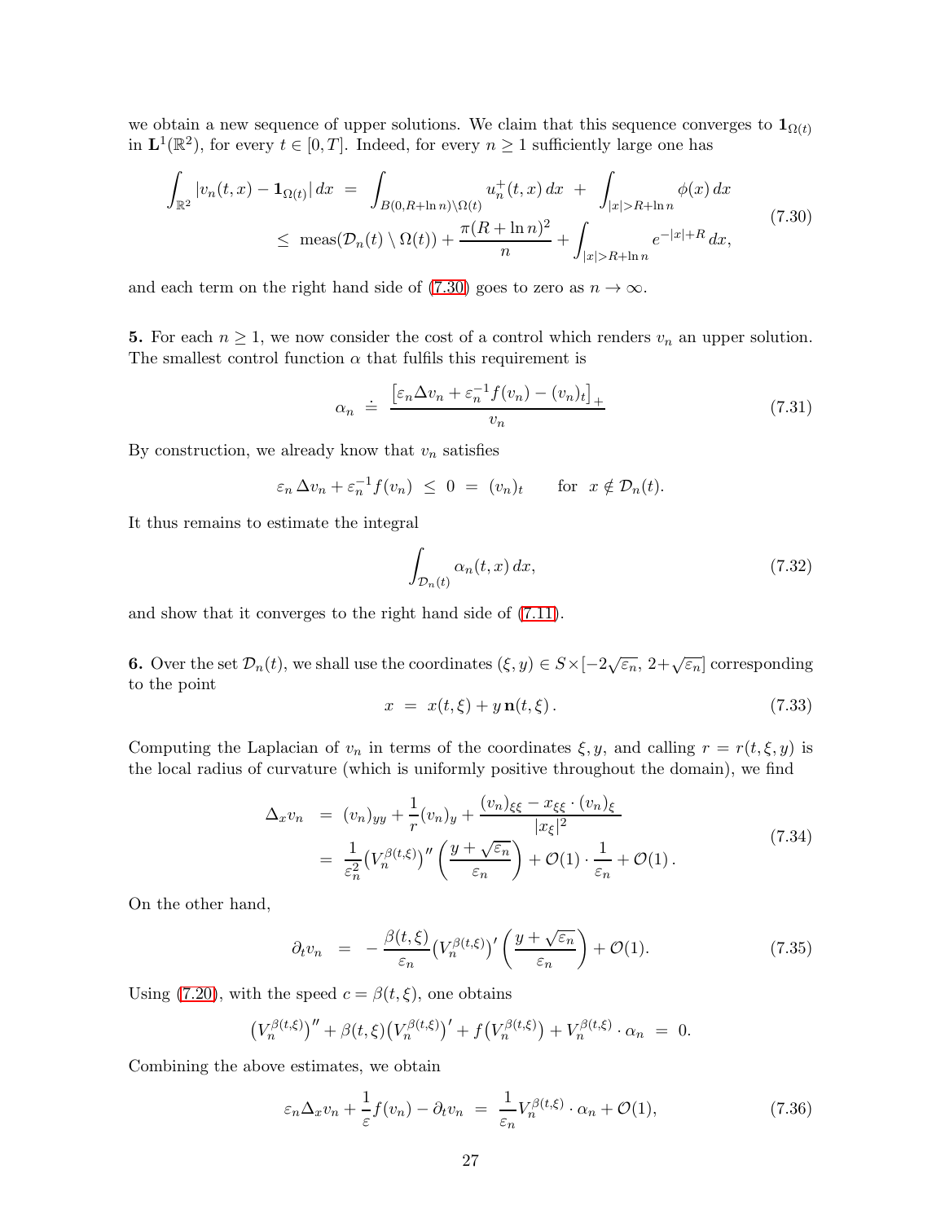we obtain a new sequence of upper solutions. We claim that this sequence converges to $\mathbf{1}_{\Omega(t)}$ in $\mathbf{L}^1(\mathbb{R}^2)$, for every $t \in [0, T]$. Indeed, for every $n \geq 1$ sufficiently large one has

$$
\begin{aligned}
\int_{\mathbb{R}^2} |v_n(t,x) - \mathbf{1}_{\Omega(t)}|\, dx \;&=\; \int_{B(0,R+\ln n)\setminus\Omega(t)} u_n^+(t,x)\, dx \;+\; \int_{|x|>R+\ln n} \phi(x)\, dx \\
&\leq\; \text{meas}(\mathcal{D}_n(t)\setminus\Omega(t)) + \frac{\pi(R+\ln n)^2}{n} + \int_{|x|>R+\ln n} e^{-|x|+R}\, dx,
\end{aligned}
\tag{7.30}
$$

and each term on the right hand side of (7.30) goes to zero as $n \to \infty$.

**5.** For each $n \geq 1$, we now consider the cost of a control which renders $v_n$ an upper solution. The smallest control function $\alpha$ that fulfils this requirement is

$$
\alpha_n \;\doteq\; \frac{\big[\varepsilon_n \Delta v_n + \varepsilon_n^{-1} f(v_n) - (v_n)_t\big]_+}{v_n}
\tag{7.31}
$$

By construction, we already know that $v_n$ satisfies

$$
\varepsilon_n\, \Delta v_n + \varepsilon_n^{-1} f(v_n) \;\leq\; 0 \;=\; (v_n)_t \qquad \text{for } \; x \notin \mathcal{D}_n(t).
$$

It thus remains to estimate the integral

$$
\int_{\mathcal{D}_n(t)} \alpha_n(t,x)\, dx,
\tag{7.32}
$$

and show that it converges to the right hand side of (7.11).

**6.** Over the set $\mathcal{D}_n(t)$, we shall use the coordinates $(\xi, y) \in S \times [-2\sqrt{\varepsilon_n},\, 2+\sqrt{\varepsilon_n}]$ corresponding to the point

$$
x \;=\; x(t,\xi) + y\,\mathbf{n}(t,\xi)\,.
\tag{7.33}
$$

Computing the Laplacian of $v_n$ in terms of the coordinates $\xi, y$, and calling $r = r(t,\xi,y)$ is the local radius of curvature (which is uniformly positive throughout the domain), we find

$$
\begin{aligned}
\Delta_x v_n \;&=\; (v_n)_{yy} + \frac{1}{r}(v_n)_y + \frac{(v_n)_{\xi\xi} - x_{\xi\xi}\cdot(v_n)_\xi}{|x_\xi|^2} \\
&=\; \frac{1}{\varepsilon_n^2}\big(V_n^{\beta(t,\xi)}\big)''\left(\frac{y+\sqrt{\varepsilon_n}}{\varepsilon_n}\right) + \mathcal{O}(1)\cdot\frac{1}{\varepsilon_n} + \mathcal{O}(1)\,.
\end{aligned}
\tag{7.34}
$$

On the other hand,

$$
\partial_t v_n \;\;=\;\; -\,\frac{\beta(t,\xi)}{\varepsilon_n}\big(V_n^{\beta(t,\xi)}\big)'\left(\frac{y+\sqrt{\varepsilon_n}}{\varepsilon_n}\right) + \mathcal{O}(1).
\tag{7.35}
$$

Using (7.20), with the speed $c = \beta(t,\xi)$, one obtains

$$
\big(V_n^{\beta(t,\xi)}\big)'' + \beta(t,\xi)\big(V_n^{\beta(t,\xi)}\big)' + f\big(V_n^{\beta(t,\xi)}\big) + V_n^{\beta(t,\xi)}\cdot\alpha_n \;=\; 0.
$$

Combining the above estimates, we obtain

$$
\varepsilon_n \Delta_x v_n + \frac{1}{\varepsilon} f(v_n) - \partial_t v_n \;=\; \frac{1}{\varepsilon_n} V_n^{\beta(t,\xi)}\cdot\alpha_n + \mathcal{O}(1),
\tag{7.36}
$$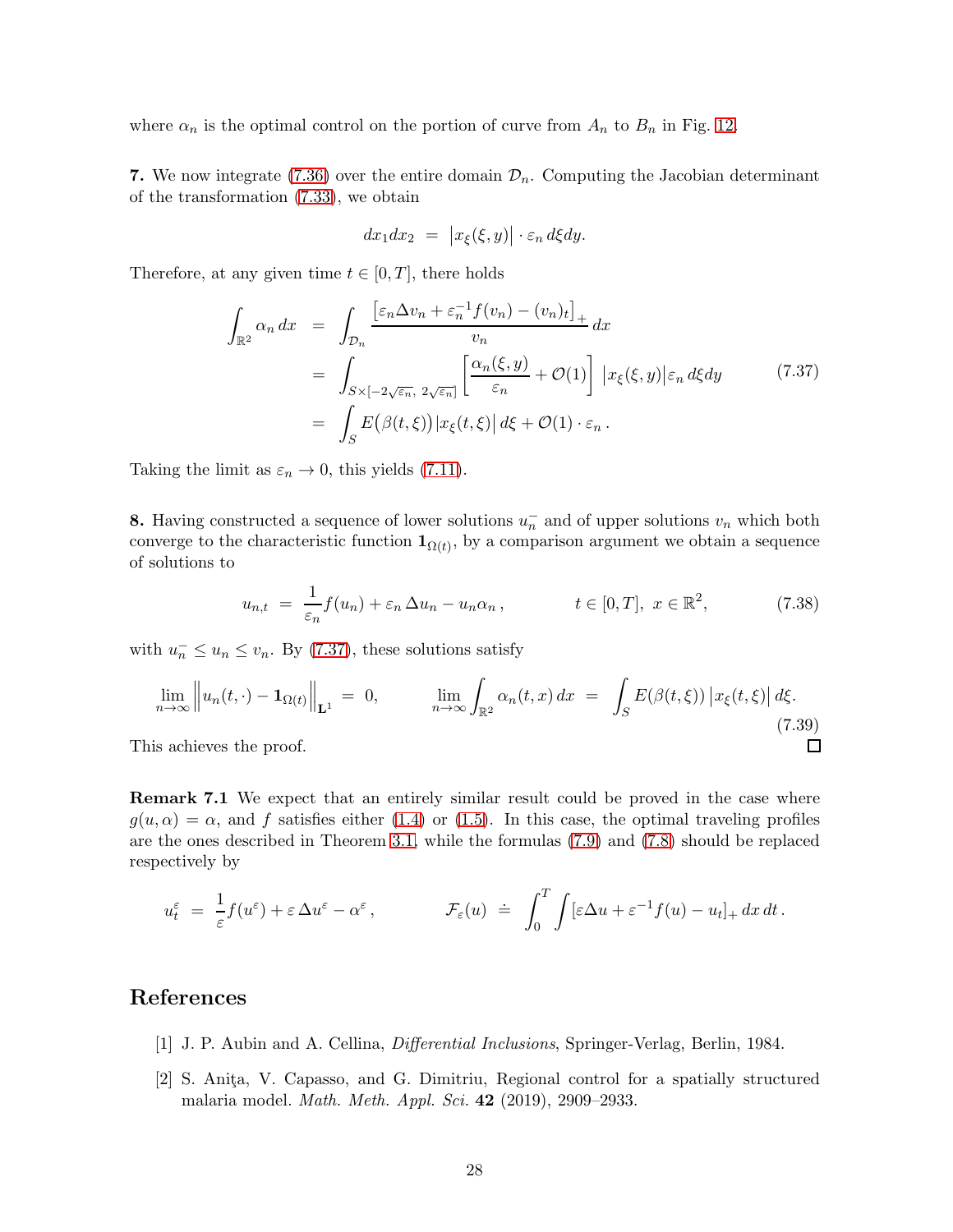where $\alpha_n$ is the optimal control on the portion of curve from $A_n$ to $B_n$ in Fig. 12.

**7.** We now integrate (7.36) over the entire domain $\mathcal{D}_n$. Computing the Jacobian determinant of the transformation (7.33), we obtain

$$dx_1 dx_2 \;=\; \big|x_\xi(\xi,y)\big|\cdot \varepsilon_n\, d\xi dy.$$

Therefore, at any given time $t\in[0,T]$, there holds

$$\begin{aligned}
\int_{\mathbb{R}^2}\alpha_n\,dx &= \int_{\mathcal{D}_n}\frac{\big[\varepsilon_n\Delta v_n+\varepsilon_n^{-1}f(v_n)-(v_n)_t\big]_+}{v_n}\,dx\\
&= \int_{S\times[-2\sqrt{\varepsilon_n},\,2\sqrt{\varepsilon_n}]}\left[\frac{\alpha_n(\xi,y)}{\varepsilon_n}+\mathcal{O}(1)\right]\big|x_\xi(\xi,y)\big|\varepsilon_n\,d\xi dy\\
&= \int_S E\big(\beta(t,\xi)\big)\big|x_\xi(t,\xi)\big|\,d\xi+\mathcal{O}(1)\cdot\varepsilon_n\,.
\end{aligned}\tag{7.37}$$

Taking the limit as $\varepsilon_n\to 0$, this yields (7.11).

**8.** Having constructed a sequence of lower solutions $u_n^-$ and of upper solutions $v_n$ which both converge to the characteristic function $\mathbf{1}_{\Omega(t)}$, by a comparison argument we obtain a sequence of solutions to

$$u_{n,t} \;=\; \frac{1}{\varepsilon_n}f(u_n)+\varepsilon_n\,\Delta u_n - u_n\alpha_n\,, \qquad\qquad t\in[0,T],\ x\in\mathbb{R}^2, \tag{7.38}$$

with $u_n^-\le u_n\le v_n$. By (7.37), these solutions satisfy

$$\lim_{n\to\infty}\Big\|u_n(t,\cdot)-\mathbf{1}_{\Omega(t)}\Big\|_{\mathbf{L}^1} \;=\; 0,\qquad\quad \lim_{n\to\infty}\int_{\mathbb{R}^2}\alpha_n(t,x)\,dx \;=\; \int_S E(\beta(t,\xi))\,\big|x_\xi(t,\xi)\big|\,d\xi. \tag{7.39}$$

This achieves the proof. □

**Remark 7.1** We expect that an entirely similar result could be proved in the case where $g(u,\alpha)=\alpha$, and $f$ satisfies either (1.4) or (1.5). In this case, the optimal traveling profiles are the ones described in Theorem 3.1, while the formulas (7.9) and (7.8) should be replaced respectively by

$$u^\varepsilon_t \;=\; \frac{1}{\varepsilon}f(u^\varepsilon)+\varepsilon\,\Delta u^\varepsilon-\alpha^\varepsilon\,, \qquad\qquad \mathcal{F}_\varepsilon(u)\;\doteq\;\int_0^T\!\!\int[\varepsilon\Delta u+\varepsilon^{-1}f(u)-u_t]_+\,dx\,dt\,.$$

## References

[1] J. P. Aubin and A. Cellina, *Differential Inclusions*, Springer-Verlag, Berlin, 1984.

[2] S. Aniţa, V. Capasso, and G. Dimitriu, Regional control for a spatially structured malaria model. *Math. Meth. Appl. Sci.* **42** (2019), 2909–2933.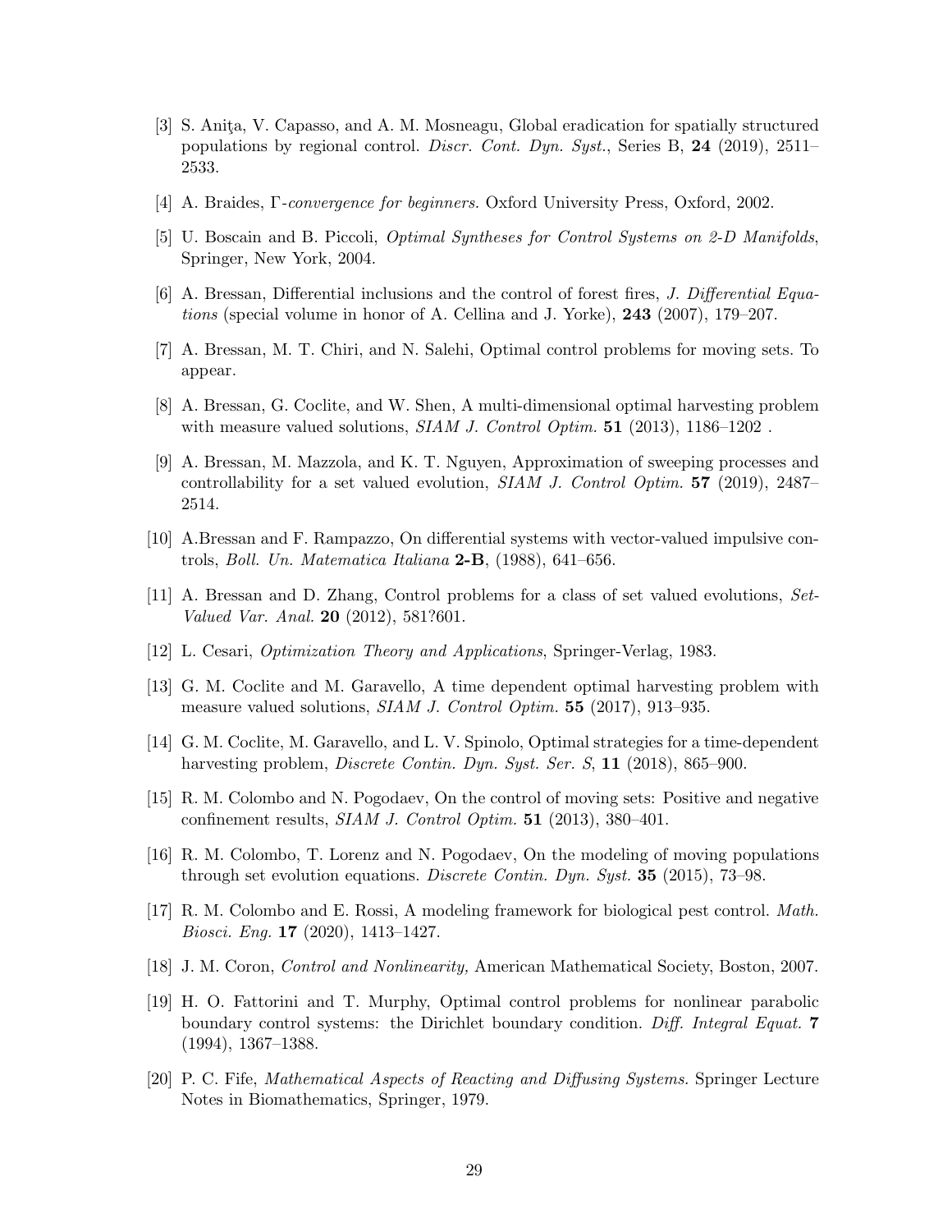[3] S. Aniţa, V. Capasso, and A. M. Mosneagu, Global eradication for spatially structured populations by regional control. *Discr. Cont. Dyn. Syst.*, Series B, **24** (2019), 2511–2533.

[4] A. Braides, *Γ-convergence for beginners.* Oxford University Press, Oxford, 2002.

[5] U. Boscain and B. Piccoli, *Optimal Syntheses for Control Systems on 2-D Manifolds*, Springer, New York, 2004.

[6] A. Bressan, Differential inclusions and the control of forest fires, *J. Differential Equations* (special volume in honor of A. Cellina and J. Yorke), **243** (2007), 179–207.

[7] A. Bressan, M. T. Chiri, and N. Salehi, Optimal control problems for moving sets. To appear.

[8] A. Bressan, G. Coclite, and W. Shen, A multi-dimensional optimal harvesting problem with measure valued solutions, *SIAM J. Control Optim.* **51** (2013), 1186–1202 .

[9] A. Bressan, M. Mazzola, and K. T. Nguyen, Approximation of sweeping processes and controllability for a set valued evolution, *SIAM J. Control Optim.* **57** (2019), 2487–2514.

[10] A.Bressan and F. Rampazzo, On differential systems with vector-valued impulsive controls, *Boll. Un. Matematica Italiana* **2-B**, (1988), 641–656.

[11] A. Bressan and D. Zhang, Control problems for a class of set valued evolutions, *Set-Valued Var. Anal.* **20** (2012), 581?601.

[12] L. Cesari, *Optimization Theory and Applications*, Springer-Verlag, 1983.

[13] G. M. Coclite and M. Garavello, A time dependent optimal harvesting problem with measure valued solutions, *SIAM J. Control Optim.* **55** (2017), 913–935.

[14] G. M. Coclite, M. Garavello, and L. V. Spinolo, Optimal strategies for a time-dependent harvesting problem, *Discrete Contin. Dyn. Syst. Ser. S*, **11** (2018), 865–900.

[15] R. M. Colombo and N. Pogodaev, On the control of moving sets: Positive and negative confinement results, *SIAM J. Control Optim.* **51** (2013), 380–401.

[16] R. M. Colombo, T. Lorenz and N. Pogodaev, On the modeling of moving populations through set evolution equations. *Discrete Contin. Dyn. Syst.* **35** (2015), 73–98.

[17] R. M. Colombo and E. Rossi, A modeling framework for biological pest control. *Math. Biosci. Eng.* **17** (2020), 1413–1427.

[18] J. M. Coron, *Control and Nonlinearity,* American Mathematical Society, Boston, 2007.

[19] H. O. Fattorini and T. Murphy, Optimal control problems for nonlinear parabolic boundary control systems: the Dirichlet boundary condition. *Diff. Integral Equat.* **7** (1994), 1367–1388.

[20] P. C. Fife, *Mathematical Aspects of Reacting and Diffusing Systems.* Springer Lecture Notes in Biomathematics, Springer, 1979.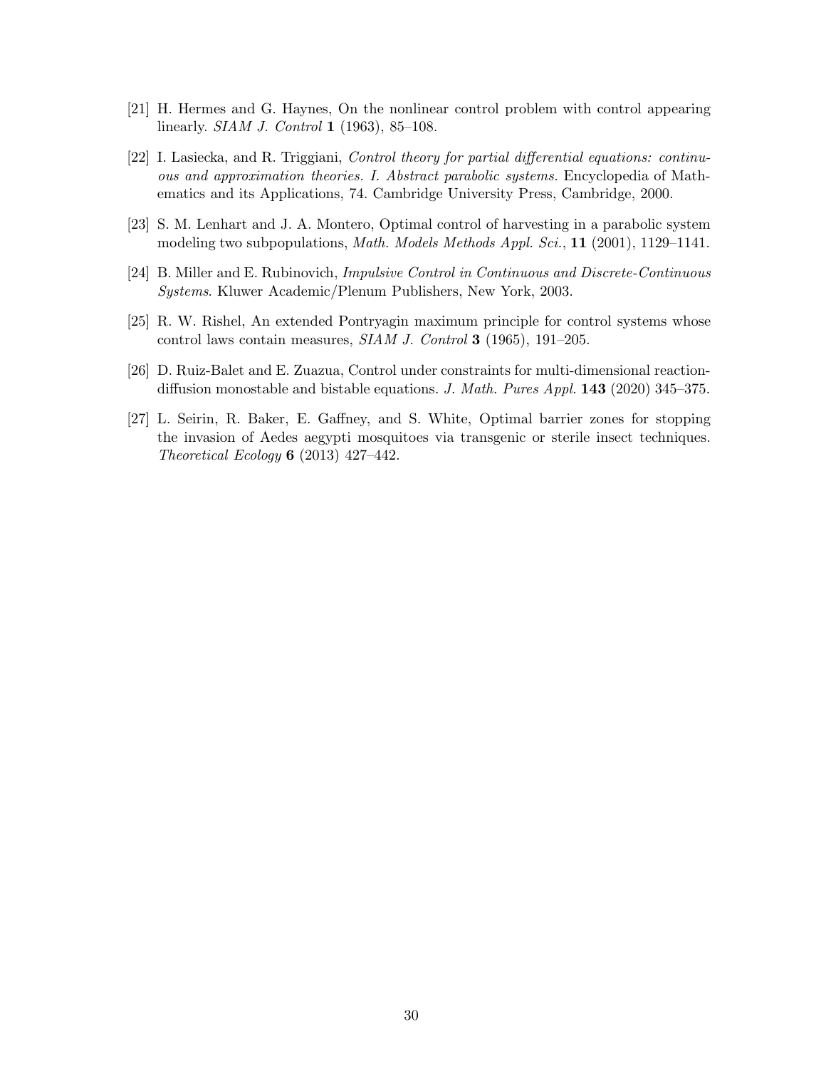[21] H. Hermes and G. Haynes, On the nonlinear control problem with control appearing linearly. *SIAM J. Control* **1** (1963), 85–108.

[22] I. Lasiecka, and R. Triggiani, *Control theory for partial differential equations: continuous and approximation theories. I. Abstract parabolic systems.* Encyclopedia of Mathematics and its Applications, 74. Cambridge University Press, Cambridge, 2000.

[23] S. M. Lenhart and J. A. Montero, Optimal control of harvesting in a parabolic system modeling two subpopulations, *Math. Models Methods Appl. Sci.*, **11** (2001), 1129–1141.

[24] B. Miller and E. Rubinovich, *Impulsive Control in Continuous and Discrete-Continuous Systems*. Kluwer Academic/Plenum Publishers, New York, 2003.

[25] R. W. Rishel, An extended Pontryagin maximum principle for control systems whose control laws contain measures, *SIAM J. Control* **3** (1965), 191–205.

[26] D. Ruiz-Balet and E. Zuazua, Control under constraints for multi-dimensional reaction-diffusion monostable and bistable equations. *J. Math. Pures Appl.* **143** (2020) 345–375.

[27] L. Seirin, R. Baker, E. Gaffney, and S. White, Optimal barrier zones for stopping the invasion of Aedes aegypti mosquitoes via transgenic or sterile insect techniques. *Theoretical Ecology* **6** (2013) 427–442.